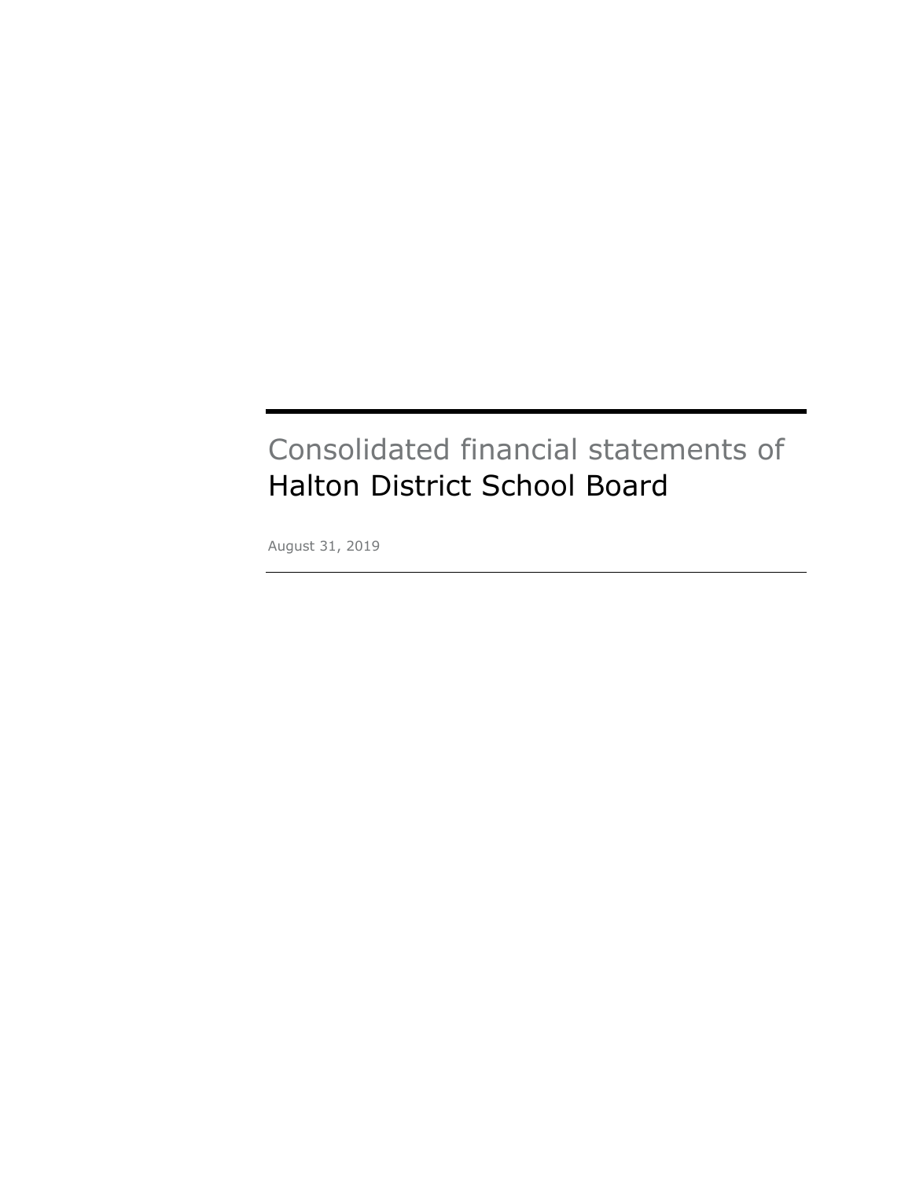# Consolidated financial statements of
# Halton District School Board

August 31, 2019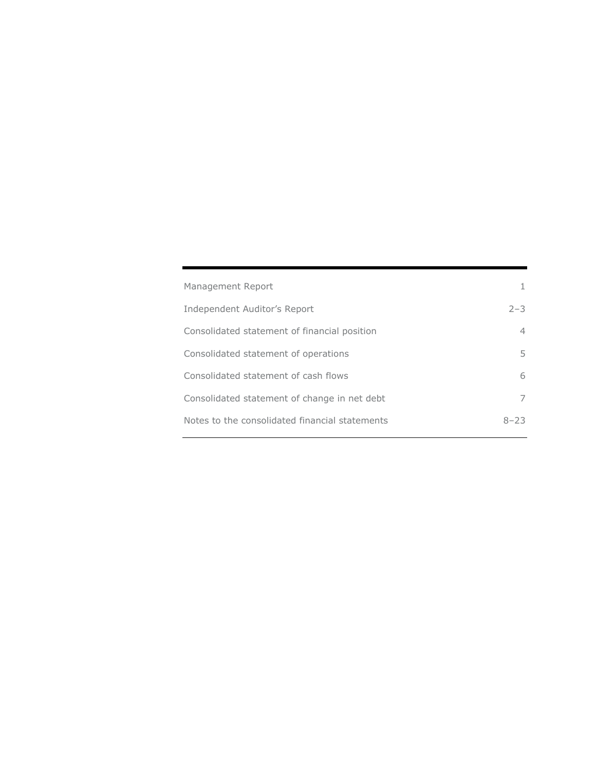| | |
|---|---|
| Management Report | 1 |
| Independent Auditor’s Report | 2–3 |
| Consolidated statement of financial position | 4 |
| Consolidated statement of operations | 5 |
| Consolidated statement of cash flows | 6 |
| Consolidated statement of change in net debt | 7 |
| Notes to the consolidated financial statements | 8–23 |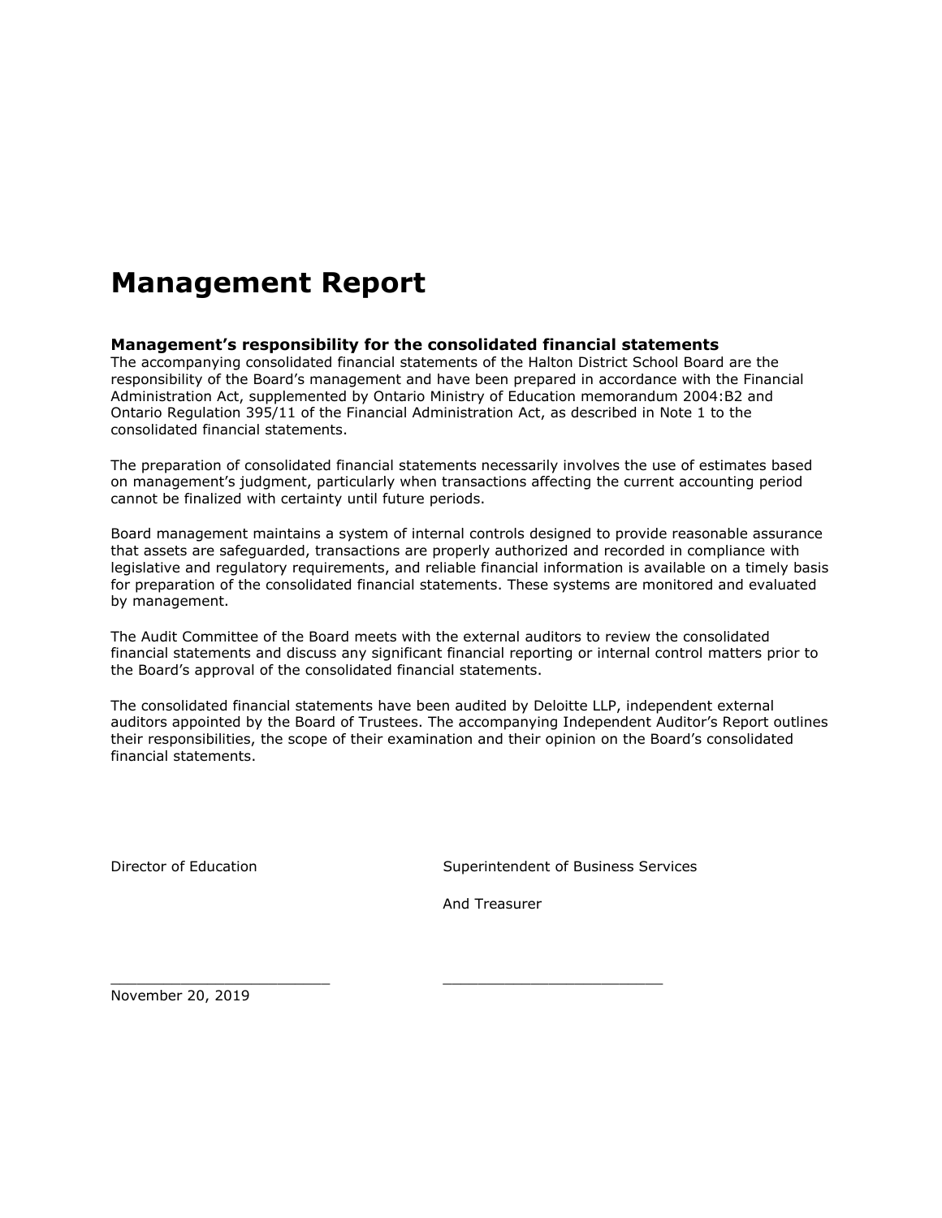# Management Report

### Management's responsibility for the consolidated financial statements

The accompanying consolidated financial statements of the Halton District School Board are the responsibility of the Board's management and have been prepared in accordance with the Financial Administration Act, supplemented by Ontario Ministry of Education memorandum 2004:B2 and Ontario Regulation 395/11 of the Financial Administration Act, as described in Note 1 to the consolidated financial statements.

The preparation of consolidated financial statements necessarily involves the use of estimates based on management's judgment, particularly when transactions affecting the current accounting period cannot be finalized with certainty until future periods.

Board management maintains a system of internal controls designed to provide reasonable assurance that assets are safeguarded, transactions are properly authorized and recorded in compliance with legislative and regulatory requirements, and reliable financial information is available on a timely basis for preparation of the consolidated financial statements. These systems are monitored and evaluated by management.

The Audit Committee of the Board meets with the external auditors to review the consolidated financial statements and discuss any significant financial reporting or internal control matters prior to the Board's approval of the consolidated financial statements.

The consolidated financial statements have been audited by Deloitte LLP, independent external auditors appointed by the Board of Trustees. The accompanying Independent Auditor's Report outlines their responsibilities, the scope of their examination and their opinion on the Board's consolidated financial statements.

Director of Education

Superintendent of Business Services

And Treasurer

________________________ ________________________

November 20, 2019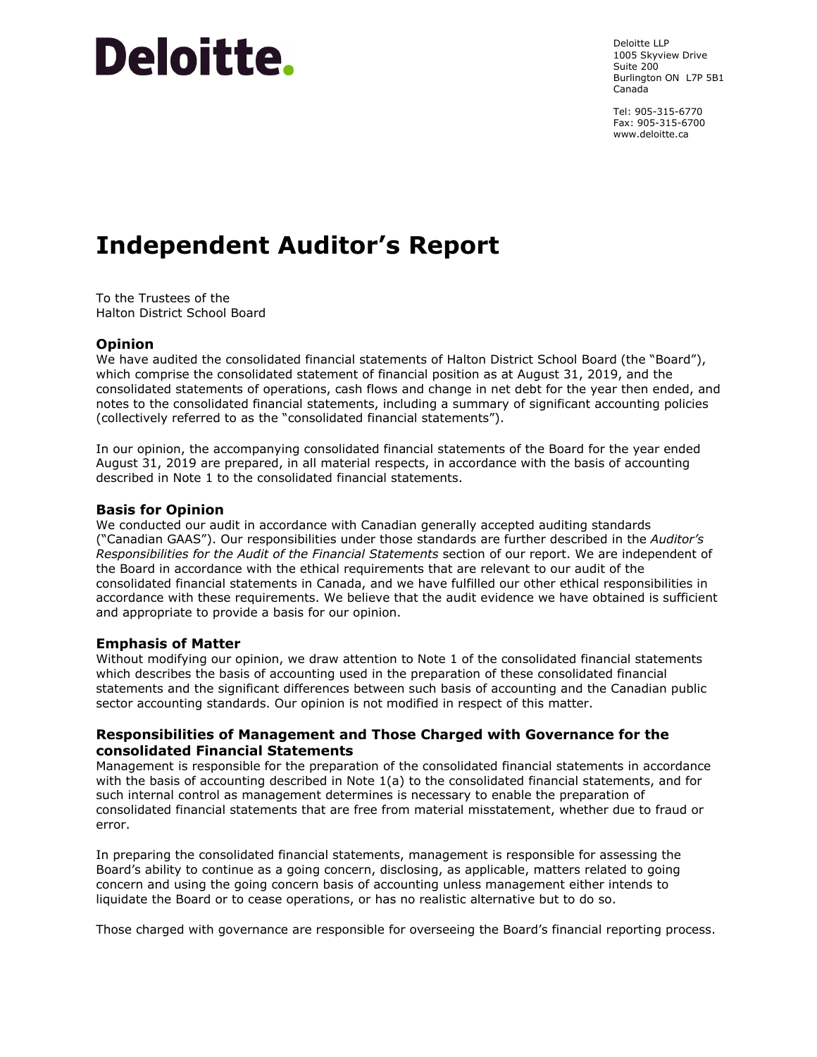Deloitte.

Deloitte LLP
1005 Skyview Drive
Suite 200
Burlington ON L7P 5B1
Canada

Tel: 905-315-6770
Fax: 905-315-6700
www.deloitte.ca

# Independent Auditor's Report

To the Trustees of the
Halton District School Board

## Opinion

We have audited the consolidated financial statements of Halton District School Board (the "Board"), which comprise the consolidated statement of financial position as at August 31, 2019, and the consolidated statements of operations, cash flows and change in net debt for the year then ended, and notes to the consolidated financial statements, including a summary of significant accounting policies (collectively referred to as the "consolidated financial statements").

In our opinion, the accompanying consolidated financial statements of the Board for the year ended August 31, 2019 are prepared, in all material respects, in accordance with the basis of accounting described in Note 1 to the consolidated financial statements.

## Basis for Opinion

We conducted our audit in accordance with Canadian generally accepted auditing standards ("Canadian GAAS"). Our responsibilities under those standards are further described in the *Auditor's Responsibilities for the Audit of the Financial Statements* section of our report. We are independent of the Board in accordance with the ethical requirements that are relevant to our audit of the consolidated financial statements in Canada, and we have fulfilled our other ethical responsibilities in accordance with these requirements. We believe that the audit evidence we have obtained is sufficient and appropriate to provide a basis for our opinion.

## Emphasis of Matter

Without modifying our opinion, we draw attention to Note 1 of the consolidated financial statements which describes the basis of accounting used in the preparation of these consolidated financial statements and the significant differences between such basis of accounting and the Canadian public sector accounting standards. Our opinion is not modified in respect of this matter.

## Responsibilities of Management and Those Charged with Governance for the consolidated Financial Statements

Management is responsible for the preparation of the consolidated financial statements in accordance with the basis of accounting described in Note 1(a) to the consolidated financial statements, and for such internal control as management determines is necessary to enable the preparation of consolidated financial statements that are free from material misstatement, whether due to fraud or error.

In preparing the consolidated financial statements, management is responsible for assessing the Board's ability to continue as a going concern, disclosing, as applicable, matters related to going concern and using the going concern basis of accounting unless management either intends to liquidate the Board or to cease operations, or has no realistic alternative but to do so.

Those charged with governance are responsible for overseeing the Board's financial reporting process.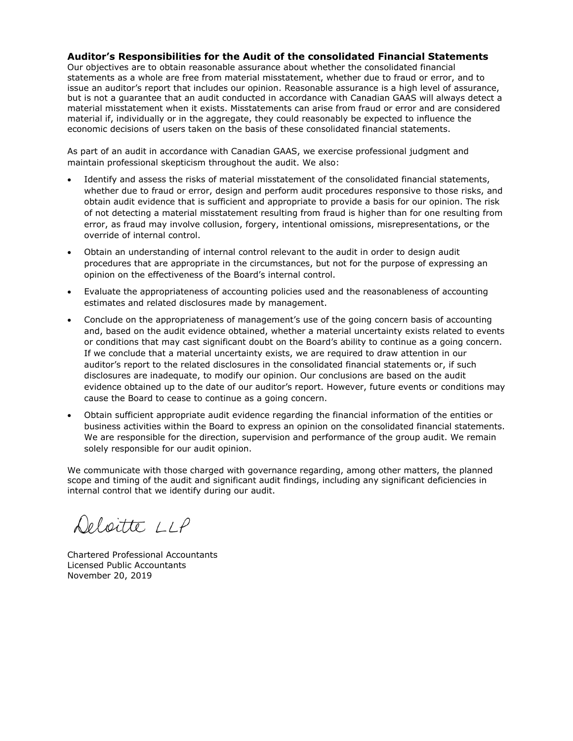**Auditor's Responsibilities for the Audit of the consolidated Financial Statements**

Our objectives are to obtain reasonable assurance about whether the consolidated financial statements as a whole are free from material misstatement, whether due to fraud or error, and to issue an auditor's report that includes our opinion. Reasonable assurance is a high level of assurance, but is not a guarantee that an audit conducted in accordance with Canadian GAAS will always detect a material misstatement when it exists. Misstatements can arise from fraud or error and are considered material if, individually or in the aggregate, they could reasonably be expected to influence the economic decisions of users taken on the basis of these consolidated financial statements.

As part of an audit in accordance with Canadian GAAS, we exercise professional judgment and maintain professional skepticism throughout the audit. We also:

- Identify and assess the risks of material misstatement of the consolidated financial statements, whether due to fraud or error, design and perform audit procedures responsive to those risks, and obtain audit evidence that is sufficient and appropriate to provide a basis for our opinion. The risk of not detecting a material misstatement resulting from fraud is higher than for one resulting from error, as fraud may involve collusion, forgery, intentional omissions, misrepresentations, or the override of internal control.
- Obtain an understanding of internal control relevant to the audit in order to design audit procedures that are appropriate in the circumstances, but not for the purpose of expressing an opinion on the effectiveness of the Board's internal control.
- Evaluate the appropriateness of accounting policies used and the reasonableness of accounting estimates and related disclosures made by management.
- Conclude on the appropriateness of management's use of the going concern basis of accounting and, based on the audit evidence obtained, whether a material uncertainty exists related to events or conditions that may cast significant doubt on the Board's ability to continue as a going concern. If we conclude that a material uncertainty exists, we are required to draw attention in our auditor's report to the related disclosures in the consolidated financial statements or, if such disclosures are inadequate, to modify our opinion. Our conclusions are based on the audit evidence obtained up to the date of our auditor's report. However, future events or conditions may cause the Board to cease to continue as a going concern.
- Obtain sufficient appropriate audit evidence regarding the financial information of the entities or business activities within the Board to express an opinion on the consolidated financial statements. We are responsible for the direction, supervision and performance of the group audit. We remain solely responsible for our audit opinion.

We communicate with those charged with governance regarding, among other matters, the planned scope and timing of the audit and significant audit findings, including any significant deficiencies in internal control that we identify during our audit.

Deloitte LLP

Chartered Professional Accountants
Licensed Public Accountants
November 20, 2019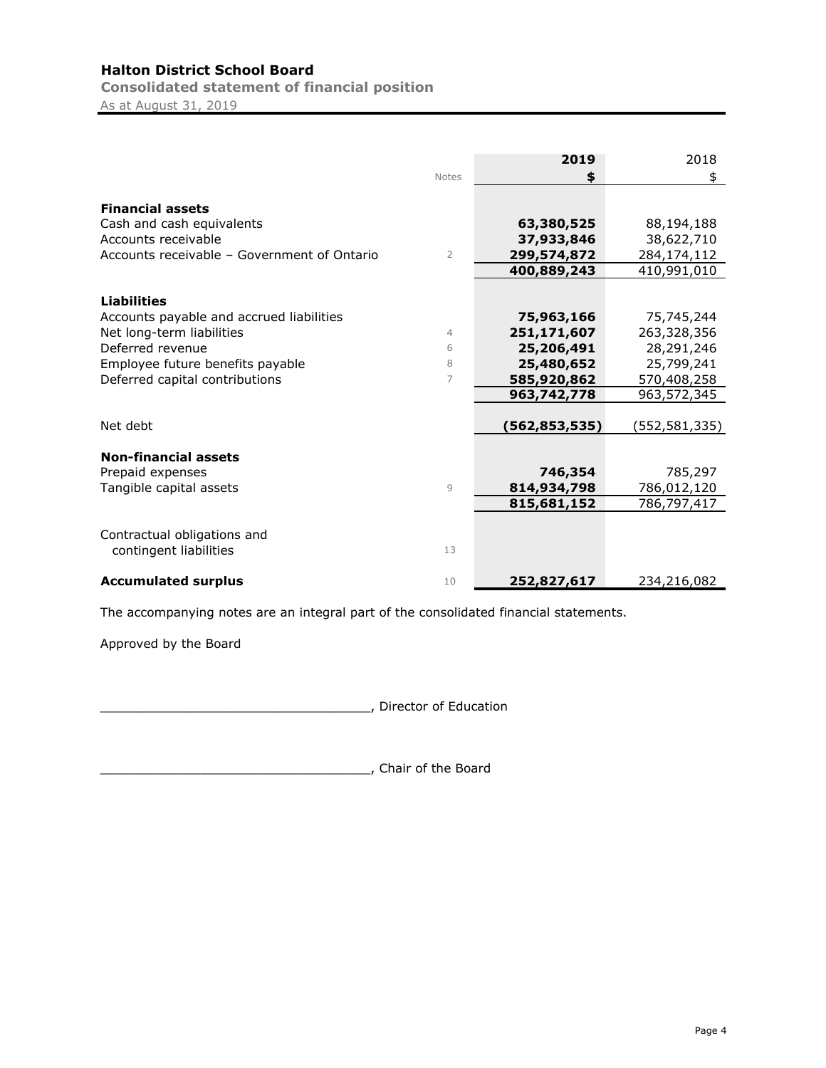# Halton District School Board

## Consolidated statement of financial position

As at August 31, 2019

| | Notes | 2019<br>$ | 2018<br>$ |
|---|---|---|---|
| **Financial assets** | | | |
| Cash and cash equivalents | | **63,380,525** | 88,194,188 |
| Accounts receivable | | **37,933,846** | 38,622,710 |
| Accounts receivable – Government of Ontario | 2 | **299,574,872** | 284,174,112 |
| | | **400,889,243** | 410,991,010 |
| **Liabilities** | | | |
| Accounts payable and accrued liabilities | | **75,963,166** | 75,745,244 |
| Net long-term liabilities | 4 | **251,171,607** | 263,328,356 |
| Deferred revenue | 6 | **25,206,491** | 28,291,246 |
| Employee future benefits payable | 8 | **25,480,652** | 25,799,241 |
| Deferred capital contributions | 7 | **585,920,862** | 570,408,258 |
| | | **963,742,778** | 963,572,345 |
| Net debt | | **(562,853,535)** | (552,581,335) |
| **Non-financial assets** | | | |
| Prepaid expenses | | **746,354** | 785,297 |
| Tangible capital assets | 9 | **814,934,798** | 786,012,120 |
| | | **815,681,152** | 786,797,417 |
| Contractual obligations and contingent liabilities | 13 | | |
| **Accumulated surplus** | 10 | **252,827,617** | 234,216,082 |

The accompanying notes are an integral part of the consolidated financial statements.

Approved by the Board

___________________________________, Director of Education

___________________________________, Chair of the Board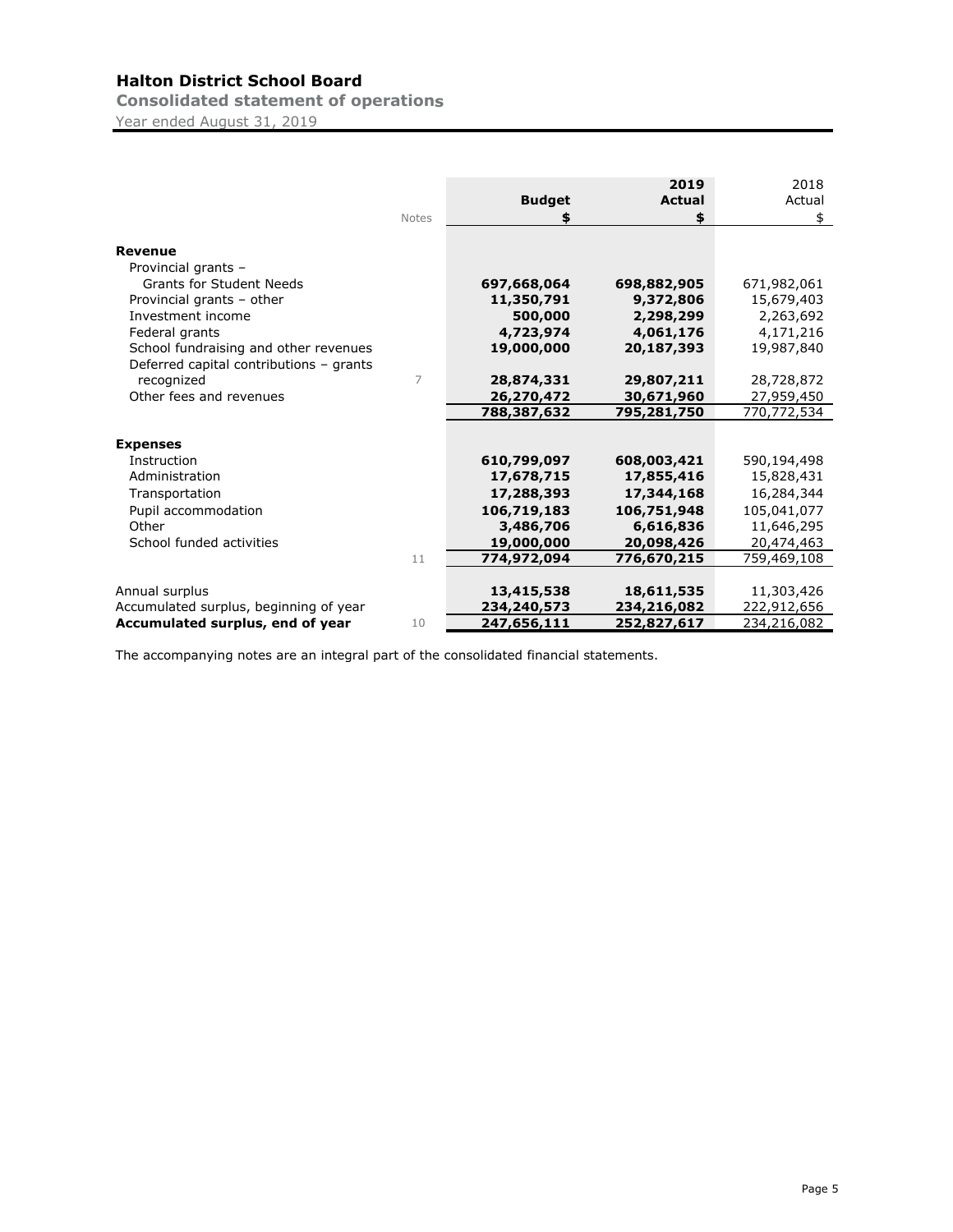# Halton District School Board

**Consolidated statement of operations**

Year ended August 31, 2019

| | Notes | Budget $ | 2019 Actual $ | 2018 Actual $ |
|---|---|---|---|---|
| **Revenue** | | | | |
| Provincial grants – Grants for Student Needs | | **697,668,064** | **698,882,905** | 671,982,061 |
| Provincial grants – other | | **11,350,791** | **9,372,806** | 15,679,403 |
| Investment income | | **500,000** | **2,298,299** | 2,263,692 |
| Federal grants | | **4,723,974** | **4,061,176** | 4,171,216 |
| School fundraising and other revenues | | **19,000,000** | **20,187,393** | 19,987,840 |
| Deferred capital contributions – grants recognized | 7 | **28,874,331** | **29,807,211** | 28,728,872 |
| Other fees and revenues | | **26,270,472** | **30,671,960** | 27,959,450 |
| | | **788,387,632** | **795,281,750** | 770,772,534 |
| **Expenses** | | | | |
| Instruction | | **610,799,097** | **608,003,421** | 590,194,498 |
| Administration | | **17,678,715** | **17,855,416** | 15,828,431 |
| Transportation | | **17,288,393** | **17,344,168** | 16,284,344 |
| Pupil accommodation | | **106,719,183** | **106,751,948** | 105,041,077 |
| Other | | **3,486,706** | **6,616,836** | 11,646,295 |
| School funded activities | | **19,000,000** | **20,098,426** | 20,474,463 |
| | 11 | **774,972,094** | **776,670,215** | 759,469,108 |
| Annual surplus | | **13,415,538** | **18,611,535** | 11,303,426 |
| Accumulated surplus, beginning of year | | **234,240,573** | **234,216,082** | 222,912,656 |
| **Accumulated surplus, end of year** | 10 | **247,656,111** | **252,827,617** | 234,216,082 |

The accompanying notes are an integral part of the consolidated financial statements.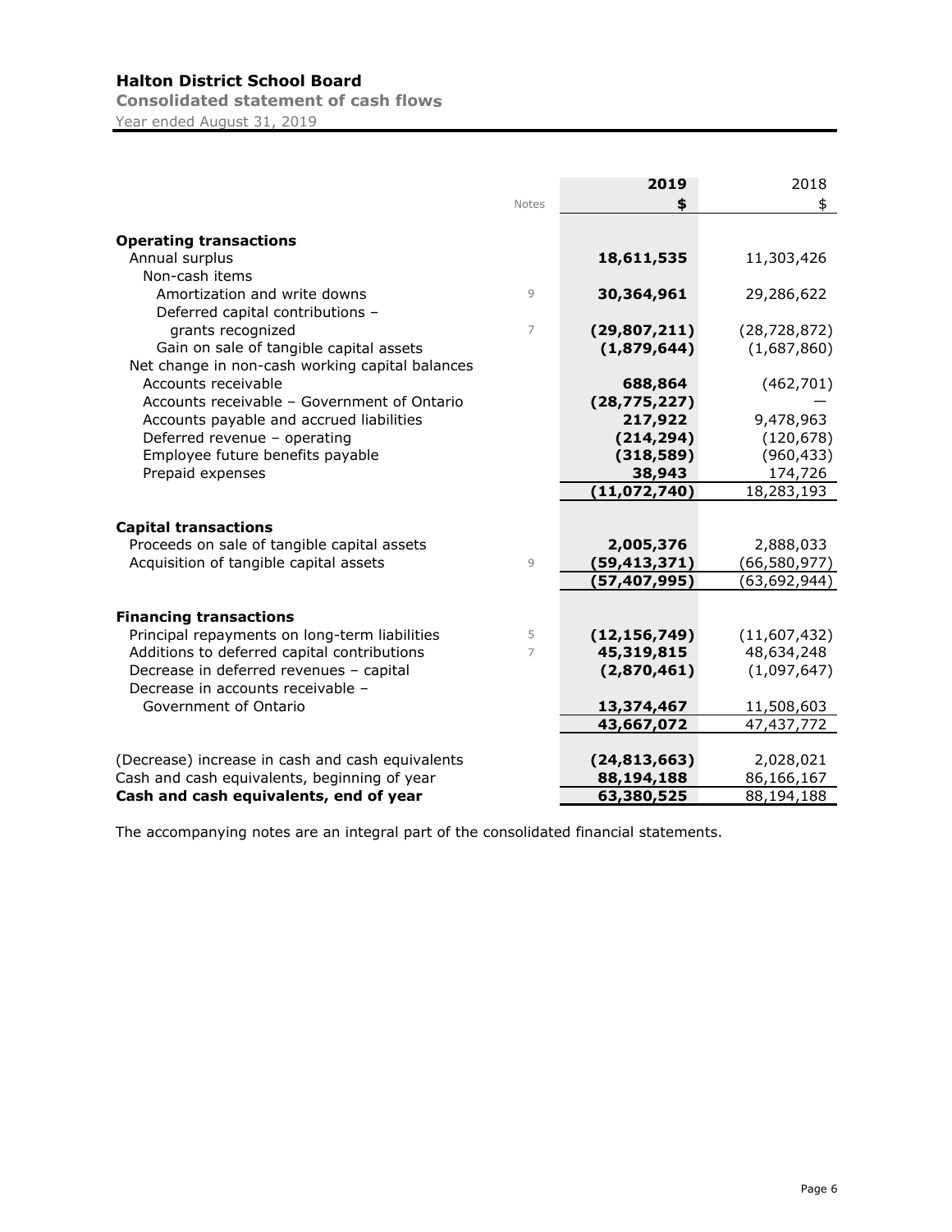# Halton District School Board

**Consolidated statement of cash flows**

Year ended August 31, 2019

| | Notes | 2019<br>$ | 2018<br>$ |
|---|---|---|---|
| **Operating transactions** | | | |
| Annual surplus | | **18,611,535** | 11,303,426 |
| Non-cash items | | | |
| Amortization and write downs | 9 | **30,364,961** | 29,286,622 |
| Deferred capital contributions – grants recognized | 7 | **(29,807,211)** | (28,728,872) |
| Gain on sale of tangible capital assets | | **(1,879,644)** | (1,687,860) |
| Net change in non-cash working capital balances | | | |
| Accounts receivable | | **688,864** | (462,701) |
| Accounts receivable – Government of Ontario | | **(28,775,227)** | — |
| Accounts payable and accrued liabilities | | **217,922** | 9,478,963 |
| Deferred revenue – operating | | **(214,294)** | (120,678) |
| Employee future benefits payable | | **(318,589)** | (960,433) |
| Prepaid expenses | | **38,943** | 174,726 |
| | | **(11,072,740)** | 18,283,193 |
| **Capital transactions** | | | |
| Proceeds on sale of tangible capital assets | | **2,005,376** | 2,888,033 |
| Acquisition of tangible capital assets | 9 | **(59,413,371)** | (66,580,977) |
| | | **(57,407,995)** | (63,692,944) |
| **Financing transactions** | | | |
| Principal repayments on long-term liabilities | 5 | **(12,156,749)** | (11,607,432) |
| Additions to deferred capital contributions | 7 | **45,319,815** | 48,634,248 |
| Decrease in deferred revenues – capital | | **(2,870,461)** | (1,097,647) |
| Decrease in accounts receivable – Government of Ontario | | **13,374,467** | 11,508,603 |
| | | **43,667,072** | 47,437,772 |
| (Decrease) increase in cash and cash equivalents | | **(24,813,663)** | 2,028,021 |
| Cash and cash equivalents, beginning of year | | **88,194,188** | 86,166,167 |
| **Cash and cash equivalents, end of year** | | **63,380,525** | 88,194,188 |

The accompanying notes are an integral part of the consolidated financial statements.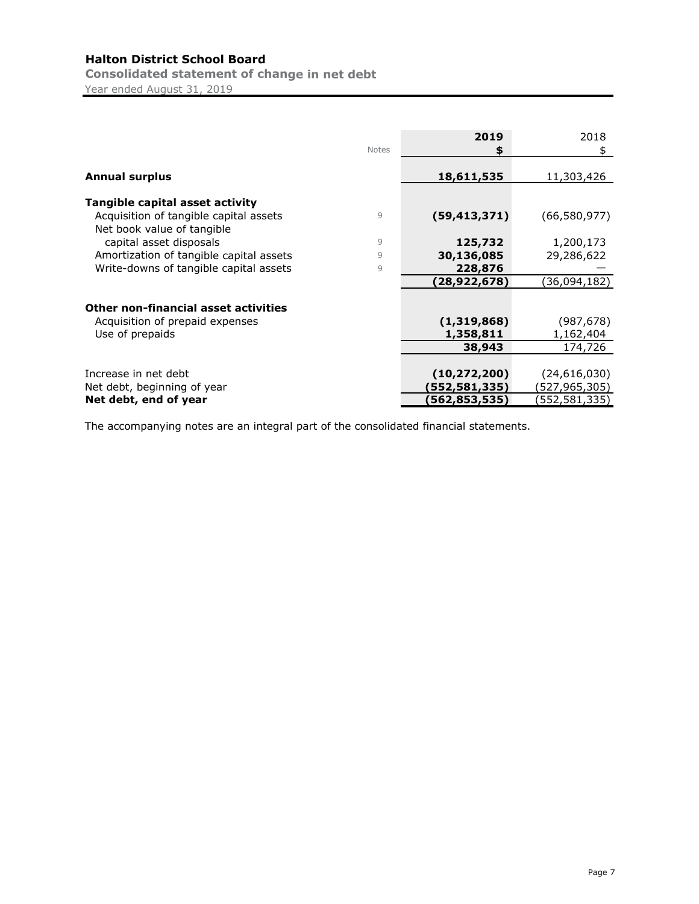# Halton District School Board

**Consolidated statement of change in net debt**

Year ended August 31, 2019

| | Notes | 2019<br>$ | 2018<br>$ |
|---|---|---|---|
| **Annual surplus** | | **18,611,535** | 11,303,426 |
| **Tangible capital asset activity** | | | |
| Acquisition of tangible capital assets | 9 | **(59,413,371)** | (66,580,977) |
| Net book value of tangible capital asset disposals | 9 | **125,732** | 1,200,173 |
| Amortization of tangible capital assets | 9 | **30,136,085** | 29,286,622 |
| Write-downs of tangible capital assets | 9 | **228,876** | — |
| | | **(28,922,678)** | (36,094,182) |
| **Other non-financial asset activities** | | | |
| Acquisition of prepaid expenses | | **(1,319,868)** | (987,678) |
| Use of prepaids | | **1,358,811** | 1,162,404 |
| | | **38,943** | 174,726 |
| Increase in net debt | | **(10,272,200)** | (24,616,030) |
| Net debt, beginning of year | | **(552,581,335)** | (527,965,305) |
| **Net debt, end of year** | | **(562,853,535)** | (552,581,335) |

The accompanying notes are an integral part of the consolidated financial statements.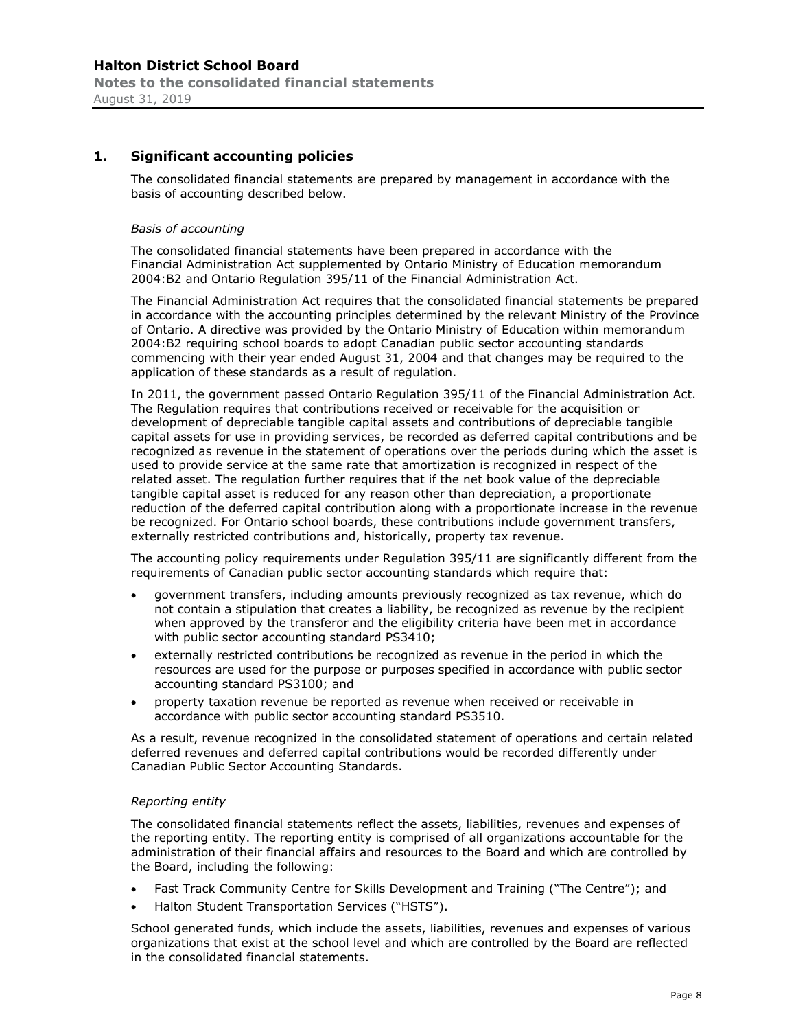## 1. Significant accounting policies

The consolidated financial statements are prepared by management in accordance with the basis of accounting described below.

*Basis of accounting*

The consolidated financial statements have been prepared in accordance with the Financial Administration Act supplemented by Ontario Ministry of Education memorandum 2004:B2 and Ontario Regulation 395/11 of the Financial Administration Act.

The Financial Administration Act requires that the consolidated financial statements be prepared in accordance with the accounting principles determined by the relevant Ministry of the Province of Ontario. A directive was provided by the Ontario Ministry of Education within memorandum 2004:B2 requiring school boards to adopt Canadian public sector accounting standards commencing with their year ended August 31, 2004 and that changes may be required to the application of these standards as a result of regulation.

In 2011, the government passed Ontario Regulation 395/11 of the Financial Administration Act. The Regulation requires that contributions received or receivable for the acquisition or development of depreciable tangible capital assets and contributions of depreciable tangible capital assets for use in providing services, be recorded as deferred capital contributions and be recognized as revenue in the statement of operations over the periods during which the asset is used to provide service at the same rate that amortization is recognized in respect of the related asset. The regulation further requires that if the net book value of the depreciable tangible capital asset is reduced for any reason other than depreciation, a proportionate reduction of the deferred capital contribution along with a proportionate increase in the revenue be recognized. For Ontario school boards, these contributions include government transfers, externally restricted contributions and, historically, property tax revenue.

The accounting policy requirements under Regulation 395/11 are significantly different from the requirements of Canadian public sector accounting standards which require that:

- government transfers, including amounts previously recognized as tax revenue, which do not contain a stipulation that creates a liability, be recognized as revenue by the recipient when approved by the transferor and the eligibility criteria have been met in accordance with public sector accounting standard PS3410;
- externally restricted contributions be recognized as revenue in the period in which the resources are used for the purpose or purposes specified in accordance with public sector accounting standard PS3100; and
- property taxation revenue be reported as revenue when received or receivable in accordance with public sector accounting standard PS3510.

As a result, revenue recognized in the consolidated statement of operations and certain related deferred revenues and deferred capital contributions would be recorded differently under Canadian Public Sector Accounting Standards.

*Reporting entity*

The consolidated financial statements reflect the assets, liabilities, revenues and expenses of the reporting entity. The reporting entity is comprised of all organizations accountable for the administration of their financial affairs and resources to the Board and which are controlled by the Board, including the following:

- Fast Track Community Centre for Skills Development and Training ("The Centre"); and
- Halton Student Transportation Services ("HSTS").

School generated funds, which include the assets, liabilities, revenues and expenses of various organizations that exist at the school level and which are controlled by the Board are reflected in the consolidated financial statements.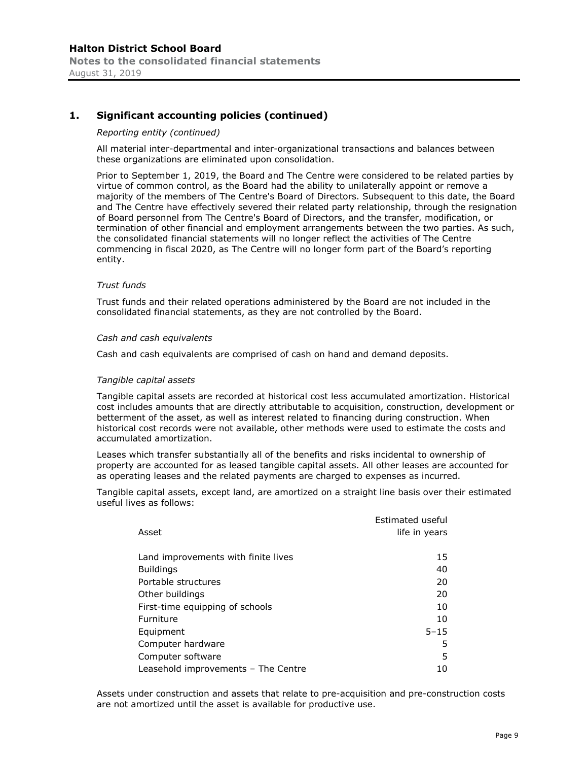## 1. Significant accounting policies (continued)

*Reporting entity (continued)*

All material inter-departmental and inter-organizational transactions and balances between these organizations are eliminated upon consolidation.

Prior to September 1, 2019, the Board and The Centre were considered to be related parties by virtue of common control, as the Board had the ability to unilaterally appoint or remove a majority of the members of The Centre's Board of Directors. Subsequent to this date, the Board and The Centre have effectively severed their related party relationship, through the resignation of Board personnel from The Centre's Board of Directors, and the transfer, modification, or termination of other financial and employment arrangements between the two parties. As such, the consolidated financial statements will no longer reflect the activities of The Centre commencing in fiscal 2020, as The Centre will no longer form part of the Board's reporting entity.

*Trust funds*

Trust funds and their related operations administered by the Board are not included in the consolidated financial statements, as they are not controlled by the Board.

*Cash and cash equivalents*

Cash and cash equivalents are comprised of cash on hand and demand deposits.

*Tangible capital assets*

Tangible capital assets are recorded at historical cost less accumulated amortization. Historical cost includes amounts that are directly attributable to acquisition, construction, development or betterment of the asset, as well as interest related to financing during construction. When historical cost records were not available, other methods were used to estimate the costs and accumulated amortization.

Leases which transfer substantially all of the benefits and risks incidental to ownership of property are accounted for as leased tangible capital assets. All other leases are accounted for as operating leases and the related payments are charged to expenses as incurred.

Tangible capital assets, except land, are amortized on a straight line basis over their estimated useful lives as follows:

| Asset | Estimated useful life in years |
|---|---|
| Land improvements with finite lives | 15 |
| Buildings | 40 |
| Portable structures | 20 |
| Other buildings | 20 |
| First-time equipping of schools | 10 |
| Furniture | 10 |
| Equipment | 5–15 |
| Computer hardware | 5 |
| Computer software | 5 |
| Leasehold improvements – The Centre | 10 |

Assets under construction and assets that relate to pre-acquisition and pre-construction costs are not amortized until the asset is available for productive use.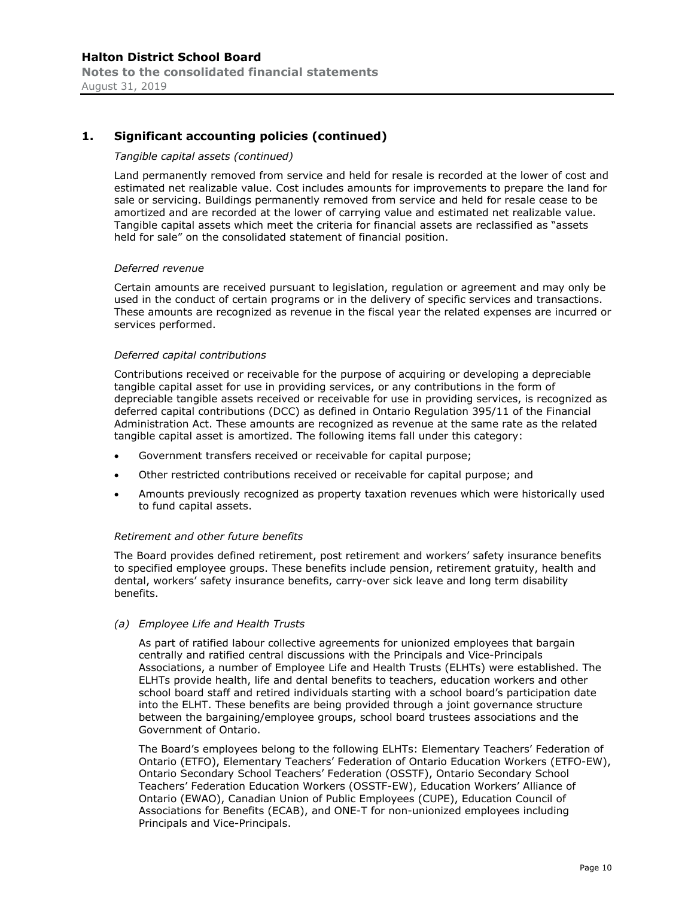## 1. Significant accounting policies (continued)

*Tangible capital assets (continued)*

Land permanently removed from service and held for resale is recorded at the lower of cost and estimated net realizable value. Cost includes amounts for improvements to prepare the land for sale or servicing. Buildings permanently removed from service and held for resale cease to be amortized and are recorded at the lower of carrying value and estimated net realizable value. Tangible capital assets which meet the criteria for financial assets are reclassified as "assets held for sale" on the consolidated statement of financial position.

*Deferred revenue*

Certain amounts are received pursuant to legislation, regulation or agreement and may only be used in the conduct of certain programs or in the delivery of specific services and transactions. These amounts are recognized as revenue in the fiscal year the related expenses are incurred or services performed.

*Deferred capital contributions*

Contributions received or receivable for the purpose of acquiring or developing a depreciable tangible capital asset for use in providing services, or any contributions in the form of depreciable tangible assets received or receivable for use in providing services, is recognized as deferred capital contributions (DCC) as defined in Ontario Regulation 395/11 of the Financial Administration Act. These amounts are recognized as revenue at the same rate as the related tangible capital asset is amortized. The following items fall under this category:

- Government transfers received or receivable for capital purpose;
- Other restricted contributions received or receivable for capital purpose; and
- Amounts previously recognized as property taxation revenues which were historically used to fund capital assets.

*Retirement and other future benefits*

The Board provides defined retirement, post retirement and workers' safety insurance benefits to specified employee groups. These benefits include pension, retirement gratuity, health and dental, workers' safety insurance benefits, carry-over sick leave and long term disability benefits.

*(a) Employee Life and Health Trusts*

As part of ratified labour collective agreements for unionized employees that bargain centrally and ratified central discussions with the Principals and Vice-Principals Associations, a number of Employee Life and Health Trusts (ELHTs) were established. The ELHTs provide health, life and dental benefits to teachers, education workers and other school board staff and retired individuals starting with a school board's participation date into the ELHT. These benefits are being provided through a joint governance structure between the bargaining/employee groups, school board trustees associations and the Government of Ontario.

The Board's employees belong to the following ELHTs: Elementary Teachers' Federation of Ontario (ETFO), Elementary Teachers' Federation of Ontario Education Workers (ETFO-EW), Ontario Secondary School Teachers' Federation (OSSTF), Ontario Secondary School Teachers' Federation Education Workers (OSSTF-EW), Education Workers' Alliance of Ontario (EWAO), Canadian Union of Public Employees (CUPE), Education Council of Associations for Benefits (ECAB), and ONE-T for non-unionized employees including Principals and Vice-Principals.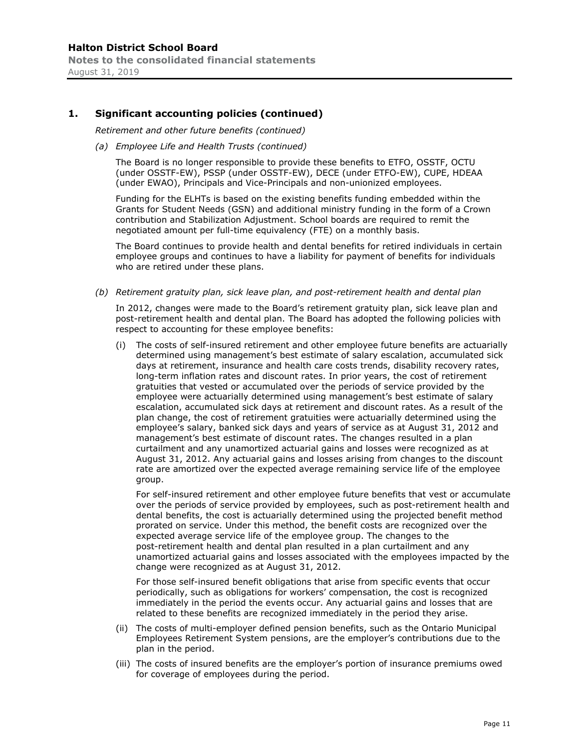## 1. Significant accounting policies (continued)

*Retirement and other future benefits (continued)*

*(a) Employee Life and Health Trusts (continued)*

The Board is no longer responsible to provide these benefits to ETFO, OSSTF, OCTU (under OSSTF-EW), PSSP (under OSSTF-EW), DECE (under ETFO-EW), CUPE, HDEAA (under EWAO), Principals and Vice-Principals and non-unionized employees.

Funding for the ELHTs is based on the existing benefits funding embedded within the Grants for Student Needs (GSN) and additional ministry funding in the form of a Crown contribution and Stabilization Adjustment. School boards are required to remit the negotiated amount per full-time equivalency (FTE) on a monthly basis.

The Board continues to provide health and dental benefits for retired individuals in certain employee groups and continues to have a liability for payment of benefits for individuals who are retired under these plans.

*(b) Retirement gratuity plan, sick leave plan, and post-retirement health and dental plan*

In 2012, changes were made to the Board's retirement gratuity plan, sick leave plan and post-retirement health and dental plan. The Board has adopted the following policies with respect to accounting for these employee benefits:

(i) The costs of self-insured retirement and other employee future benefits are actuarially determined using management's best estimate of salary escalation, accumulated sick days at retirement, insurance and health care costs trends, disability recovery rates, long-term inflation rates and discount rates. In prior years, the cost of retirement gratuities that vested or accumulated over the periods of service provided by the employee were actuarially determined using management's best estimate of salary escalation, accumulated sick days at retirement and discount rates. As a result of the plan change, the cost of retirement gratuities were actuarially determined using the employee's salary, banked sick days and years of service as at August 31, 2012 and management's best estimate of discount rates. The changes resulted in a plan curtailment and any unamortized actuarial gains and losses were recognized as at August 31, 2012. Any actuarial gains and losses arising from changes to the discount rate are amortized over the expected average remaining service life of the employee group.

For self-insured retirement and other employee future benefits that vest or accumulate over the periods of service provided by employees, such as post-retirement health and dental benefits, the cost is actuarially determined using the projected benefit method prorated on service. Under this method, the benefit costs are recognized over the expected average service life of the employee group. The changes to the post-retirement health and dental plan resulted in a plan curtailment and any unamortized actuarial gains and losses associated with the employees impacted by the change were recognized as at August 31, 2012.

For those self-insured benefit obligations that arise from specific events that occur periodically, such as obligations for workers' compensation, the cost is recognized immediately in the period the events occur. Any actuarial gains and losses that are related to these benefits are recognized immediately in the period they arise.

(ii) The costs of multi-employer defined pension benefits, such as the Ontario Municipal Employees Retirement System pensions, are the employer's contributions due to the plan in the period.

(iii) The costs of insured benefits are the employer's portion of insurance premiums owed for coverage of employees during the period.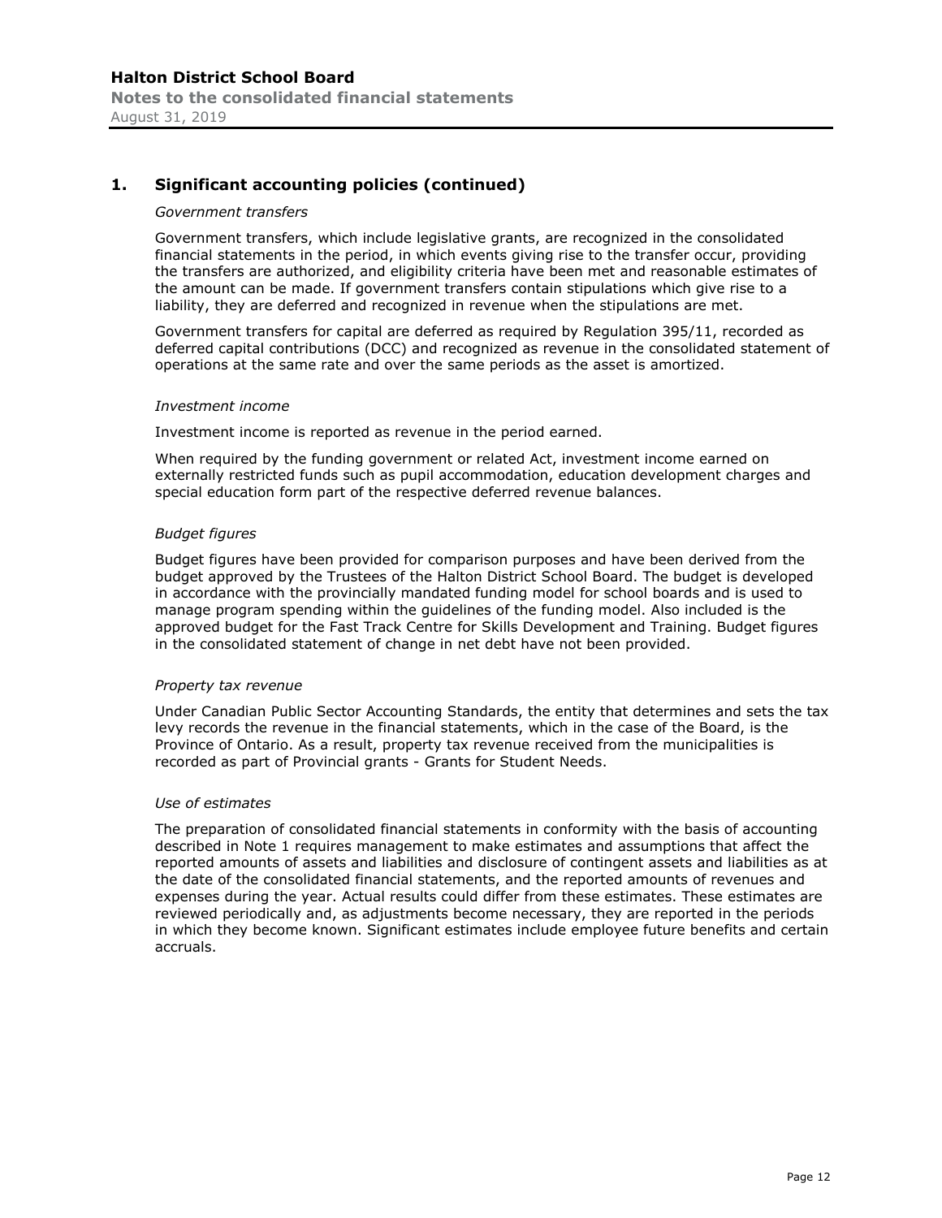## 1. Significant accounting policies (continued)

*Government transfers*

Government transfers, which include legislative grants, are recognized in the consolidated financial statements in the period, in which events giving rise to the transfer occur, providing the transfers are authorized, and eligibility criteria have been met and reasonable estimates of the amount can be made. If government transfers contain stipulations which give rise to a liability, they are deferred and recognized in revenue when the stipulations are met.

Government transfers for capital are deferred as required by Regulation 395/11, recorded as deferred capital contributions (DCC) and recognized as revenue in the consolidated statement of operations at the same rate and over the same periods as the asset is amortized.

*Investment income*

Investment income is reported as revenue in the period earned.

When required by the funding government or related Act, investment income earned on externally restricted funds such as pupil accommodation, education development charges and special education form part of the respective deferred revenue balances.

*Budget figures*

Budget figures have been provided for comparison purposes and have been derived from the budget approved by the Trustees of the Halton District School Board. The budget is developed in accordance with the provincially mandated funding model for school boards and is used to manage program spending within the guidelines of the funding model. Also included is the approved budget for the Fast Track Centre for Skills Development and Training. Budget figures in the consolidated statement of change in net debt have not been provided.

*Property tax revenue*

Under Canadian Public Sector Accounting Standards, the entity that determines and sets the tax levy records the revenue in the financial statements, which in the case of the Board, is the Province of Ontario. As a result, property tax revenue received from the municipalities is recorded as part of Provincial grants - Grants for Student Needs.

*Use of estimates*

The preparation of consolidated financial statements in conformity with the basis of accounting described in Note 1 requires management to make estimates and assumptions that affect the reported amounts of assets and liabilities and disclosure of contingent assets and liabilities as at the date of the consolidated financial statements, and the reported amounts of revenues and expenses during the year. Actual results could differ from these estimates. These estimates are reviewed periodically and, as adjustments become necessary, they are reported in the periods in which they become known. Significant estimates include employee future benefits and certain accruals.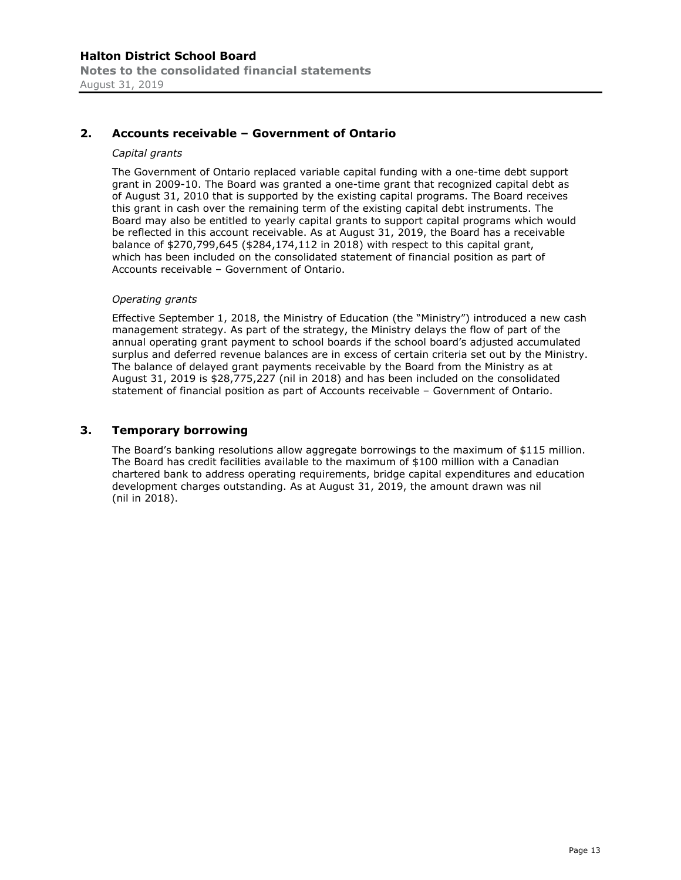## 2. Accounts receivable – Government of Ontario

*Capital grants*

The Government of Ontario replaced variable capital funding with a one-time debt support grant in 2009-10. The Board was granted a one-time grant that recognized capital debt as of August 31, 2010 that is supported by the existing capital programs. The Board receives this grant in cash over the remaining term of the existing capital debt instruments. The Board may also be entitled to yearly capital grants to support capital programs which would be reflected in this account receivable. As at August 31, 2019, the Board has a receivable balance of $270,799,645 ($284,174,112 in 2018) with respect to this capital grant, which has been included on the consolidated statement of financial position as part of Accounts receivable – Government of Ontario.

*Operating grants*

Effective September 1, 2018, the Ministry of Education (the "Ministry") introduced a new cash management strategy. As part of the strategy, the Ministry delays the flow of part of the annual operating grant payment to school boards if the school board's adjusted accumulated surplus and deferred revenue balances are in excess of certain criteria set out by the Ministry. The balance of delayed grant payments receivable by the Board from the Ministry as at August 31, 2019 is $28,775,227 (nil in 2018) and has been included on the consolidated statement of financial position as part of Accounts receivable – Government of Ontario.

## 3. Temporary borrowing

The Board's banking resolutions allow aggregate borrowings to the maximum of $115 million. The Board has credit facilities available to the maximum of $100 million with a Canadian chartered bank to address operating requirements, bridge capital expenditures and education development charges outstanding. As at August 31, 2019, the amount drawn was nil (nil in 2018).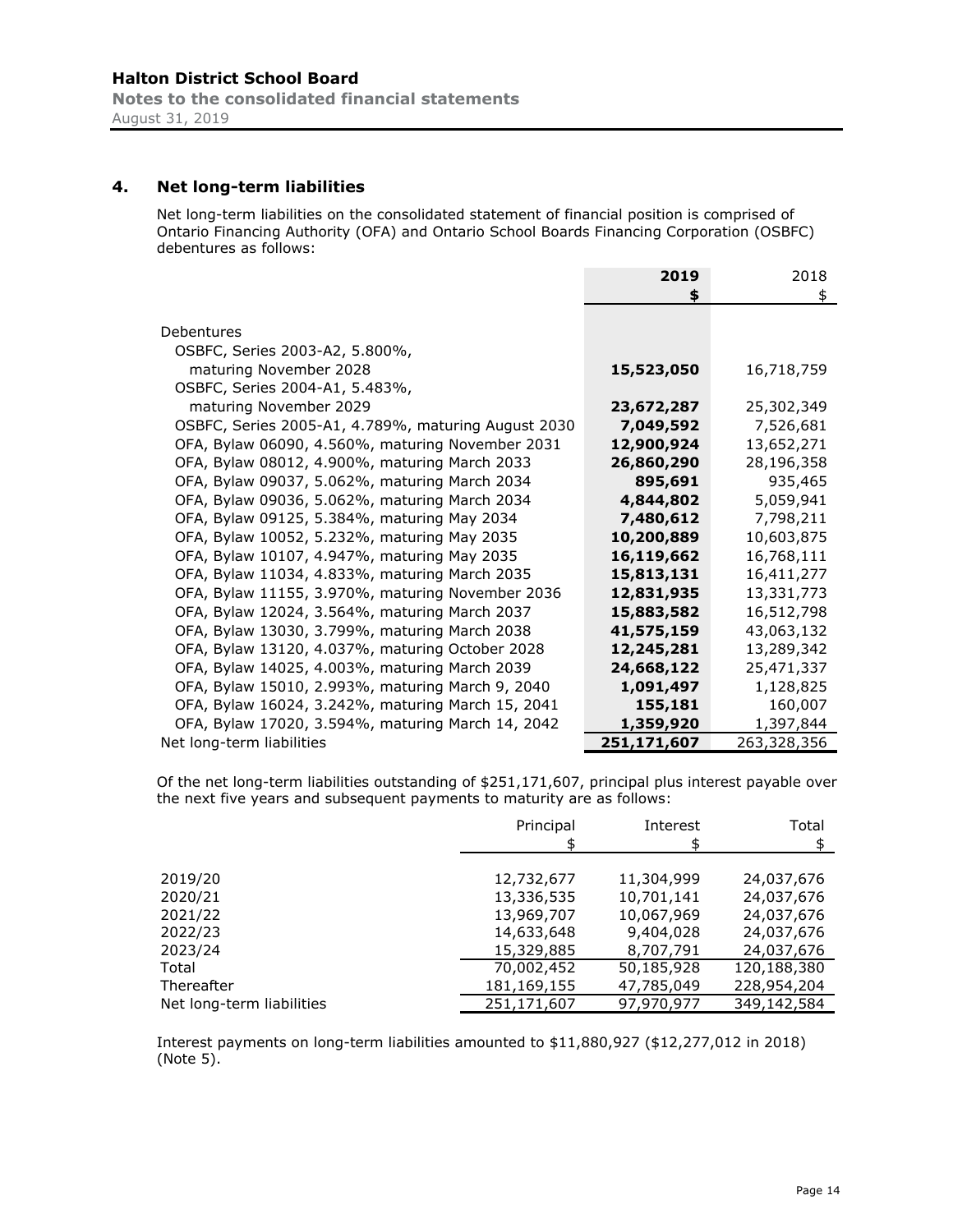## 4. Net long-term liabilities

Net long-term liabilities on the consolidated statement of financial position is comprised of Ontario Financing Authority (OFA) and Ontario School Boards Financing Corporation (OSBFC) debentures as follows:

| | 2019 | 2018 |
|---|---|---|
| | $ | $ |
| Debentures | | |
| OSBFC, Series 2003-A2, 5.800%, maturing November 2028 | **15,523,050** | 16,718,759 |
| OSBFC, Series 2004-A1, 5.483%, maturing November 2029 | **23,672,287** | 25,302,349 |
| OSBFC, Series 2005-A1, 4.789%, maturing August 2030 | **7,049,592** | 7,526,681 |
| OFA, Bylaw 06090, 4.560%, maturing November 2031 | **12,900,924** | 13,652,271 |
| OFA, Bylaw 08012, 4.900%, maturing March 2033 | **26,860,290** | 28,196,358 |
| OFA, Bylaw 09037, 5.062%, maturing March 2034 | **895,691** | 935,465 |
| OFA, Bylaw 09036, 5.062%, maturing March 2034 | **4,844,802** | 5,059,941 |
| OFA, Bylaw 09125, 5.384%, maturing May 2034 | **7,480,612** | 7,798,211 |
| OFA, Bylaw 10052, 5.232%, maturing May 2035 | **10,200,889** | 10,603,875 |
| OFA, Bylaw 10107, 4.947%, maturing May 2035 | **16,119,662** | 16,768,111 |
| OFA, Bylaw 11034, 4.833%, maturing March 2035 | **15,813,131** | 16,411,277 |
| OFA, Bylaw 11155, 3.970%, maturing November 2036 | **12,831,935** | 13,331,773 |
| OFA, Bylaw 12024, 3.564%, maturing March 2037 | **15,883,582** | 16,512,798 |
| OFA, Bylaw 13030, 3.799%, maturing March 2038 | **41,575,159** | 43,063,132 |
| OFA, Bylaw 13120, 4.037%, maturing October 2028 | **12,245,281** | 13,289,342 |
| OFA, Bylaw 14025, 4.003%, maturing March 2039 | **24,668,122** | 25,471,337 |
| OFA, Bylaw 15010, 2.993%, maturing March 9, 2040 | **1,091,497** | 1,128,825 |
| OFA, Bylaw 16024, 3.242%, maturing March 15, 2041 | **155,181** | 160,007 |
| OFA, Bylaw 17020, 3.594%, maturing March 14, 2042 | **1,359,920** | 1,397,844 |
| Net long-term liabilities | **251,171,607** | 263,328,356 |

Of the net long-term liabilities outstanding of $251,171,607, principal plus interest payable over the next five years and subsequent payments to maturity are as follows:

| | Principal | Interest | Total |
|---|---|---|---|
| | $ | $ | $ |
| 2019/20 | 12,732,677 | 11,304,999 | 24,037,676 |
| 2020/21 | 13,336,535 | 10,701,141 | 24,037,676 |
| 2021/22 | 13,969,707 | 10,067,969 | 24,037,676 |
| 2022/23 | 14,633,648 | 9,404,028 | 24,037,676 |
| 2023/24 | 15,329,885 | 8,707,791 | 24,037,676 |
| Total | 70,002,452 | 50,185,928 | 120,188,380 |
| Thereafter | 181,169,155 | 47,785,049 | 228,954,204 |
| Net long-term liabilities | 251,171,607 | 97,970,977 | 349,142,584 |

Interest payments on long-term liabilities amounted to $11,880,927 ($12,277,012 in 2018) (Note 5).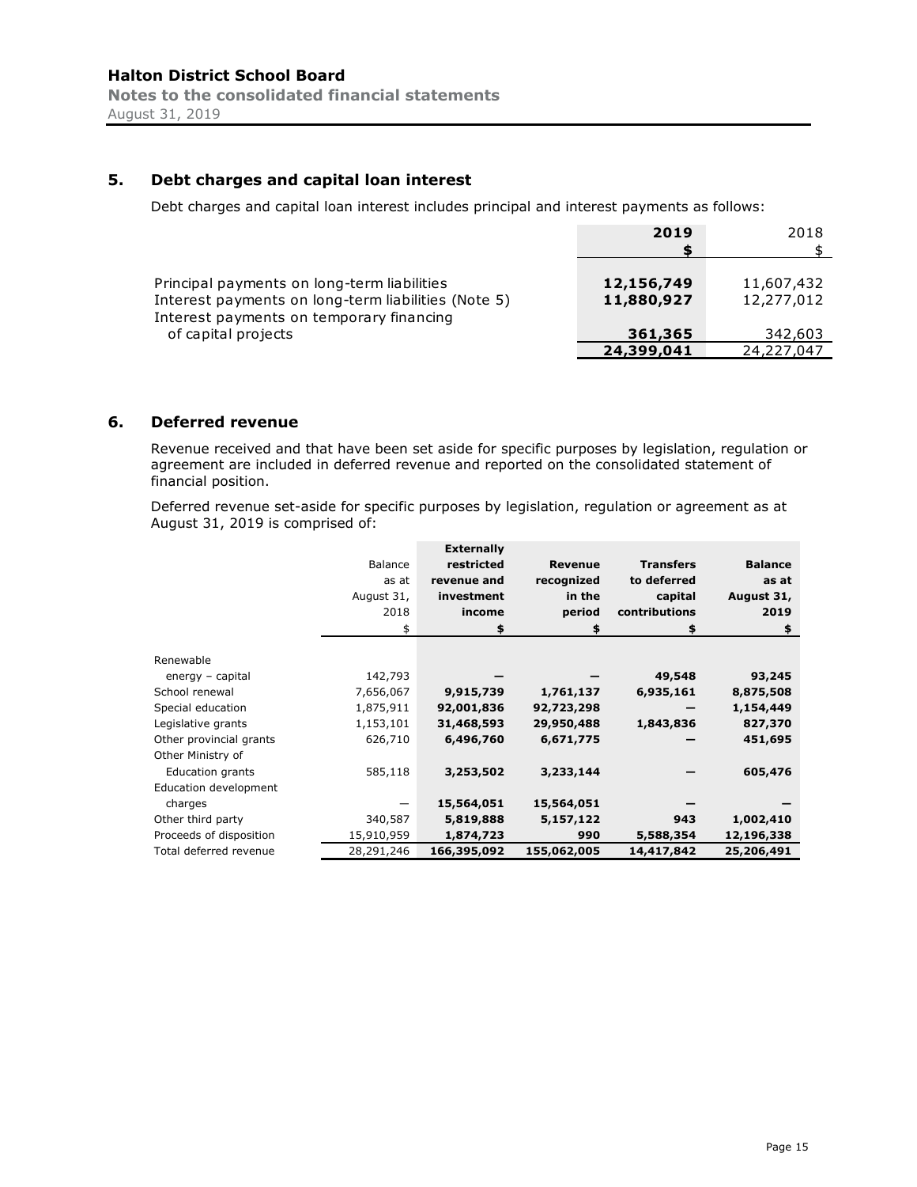## 5. Debt charges and capital loan interest

Debt charges and capital loan interest includes principal and interest payments as follows:

| | 2019 | 2018 |
|---|---|---|
| | **$** | $ |
| Principal payments on long-term liabilities | **12,156,749** | 11,607,432 |
| Interest payments on long-term liabilities (Note 5) | **11,880,927** | 12,277,012 |
| Interest payments on temporary financing of capital projects | **361,365** | 342,603 |
| | **24,399,041** | 24,227,047 |

## 6. Deferred revenue

Revenue received and that have been set aside for specific purposes by legislation, regulation or agreement are included in deferred revenue and reported on the consolidated statement of financial position.

Deferred revenue set-aside for specific purposes by legislation, regulation or agreement as at August 31, 2019 is comprised of:

| | Balance as at August 31, 2018 | Externally restricted revenue and investment income | Revenue recognized in the period | Transfers to deferred capital contributions | Balance as at August 31, 2019 |
|---|---|---|---|---|---|
| | $ | **$** | **$** | **$** | **$** |
| Renewable energy – capital | 142,793 | **—** | **—** | **49,548** | **93,245** |
| School renewal | 7,656,067 | **9,915,739** | **1,761,137** | **6,935,161** | **8,875,508** |
| Special education | 1,875,911 | **92,001,836** | **92,723,298** | **—** | **1,154,449** |
| Legislative grants | 1,153,101 | **31,468,593** | **29,950,488** | **1,843,836** | **827,370** |
| Other provincial grants | 626,710 | **6,496,760** | **6,671,775** | **—** | **451,695** |
| Other Ministry of Education grants | 585,118 | **3,253,502** | **3,233,144** | **—** | **605,476** |
| Education development charges | — | **15,564,051** | **15,564,051** | **—** | **—** |
| Other third party | 340,587 | **5,819,888** | **5,157,122** | **943** | **1,002,410** |
| Proceeds of disposition | 15,910,959 | **1,874,723** | **990** | **5,588,354** | **12,196,338** |
| Total deferred revenue | 28,291,246 | **166,395,092** | **155,062,005** | **14,417,842** | **25,206,491** |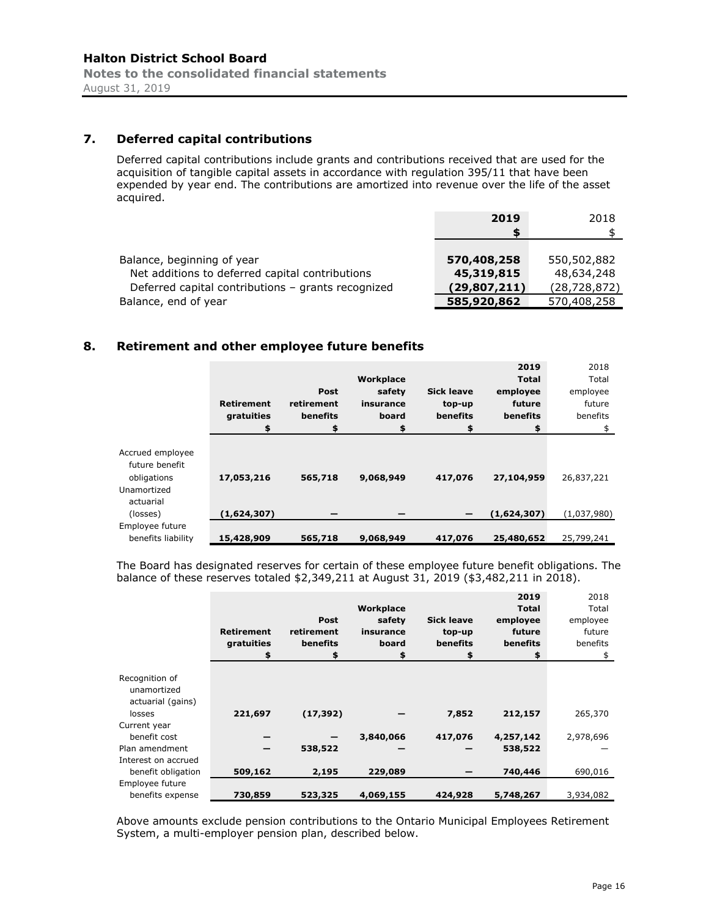## 7. Deferred capital contributions

Deferred capital contributions include grants and contributions received that are used for the acquisition of tangible capital assets in accordance with regulation 395/11 that have been expended by year end. The contributions are amortized into revenue over the life of the asset acquired.

| | **2019** | 2018 |
|---|---|---|
| | **$** | $ |
| Balance, beginning of year | **570,408,258** | 550,502,882 |
| Net additions to deferred capital contributions | **45,319,815** | 48,634,248 |
| Deferred capital contributions – grants recognized | **(29,807,211)** | (28,728,872) |
| Balance, end of year | **585,920,862** | 570,408,258 |

## 8. Retirement and other employee future benefits

| | **Retirement gratuities** | **Post retirement benefits** | **Workplace safety insurance board** | **Sick leave top-up benefits** | **2019 Total employee future benefits** | 2018 Total employee future benefits |
|---|---|---|---|---|---|---|
| | **$** | **$** | **$** | **$** | **$** | $ |
| Accrued employee future benefit obligations | **17,053,216** | **565,718** | **9,068,949** | **417,076** | **27,104,959** | 26,837,221 |
| Unamortized actuarial (losses) | **(1,624,307)** | **—** | **—** | **—** | **(1,624,307)** | (1,037,980) |
| Employee future benefits liability | **15,428,909** | **565,718** | **9,068,949** | **417,076** | **25,480,652** | 25,799,241 |

The Board has designated reserves for certain of these employee future benefit obligations. The balance of these reserves totaled $2,349,211 at August 31, 2019 ($3,482,211 in 2018).

| | **Retirement gratuities** | **Post retirement benefits** | **Workplace safety insurance board** | **Sick leave top-up benefits** | **2019 Total employee future benefits** | 2018 Total employee future benefits |
|---|---|---|---|---|---|---|
| | **$** | **$** | **$** | **$** | **$** | $ |
| Recognition of unamortized actuarial (gains) losses | **221,697** | **(17,392)** | **—** | **7,852** | **212,157** | 265,370 |
| Current year benefit cost | **—** | **—** | **3,840,066** | **417,076** | **4,257,142** | 2,978,696 |
| Plan amendment | **—** | **538,522** | **—** | **—** | **538,522** | — |
| Interest on accrued benefit obligation | **509,162** | **2,195** | **229,089** | **—** | **740,446** | 690,016 |
| Employee future benefits expense | **730,859** | **523,325** | **4,069,155** | **424,928** | **5,748,267** | 3,934,082 |

Above amounts exclude pension contributions to the Ontario Municipal Employees Retirement System, a multi-employer pension plan, described below.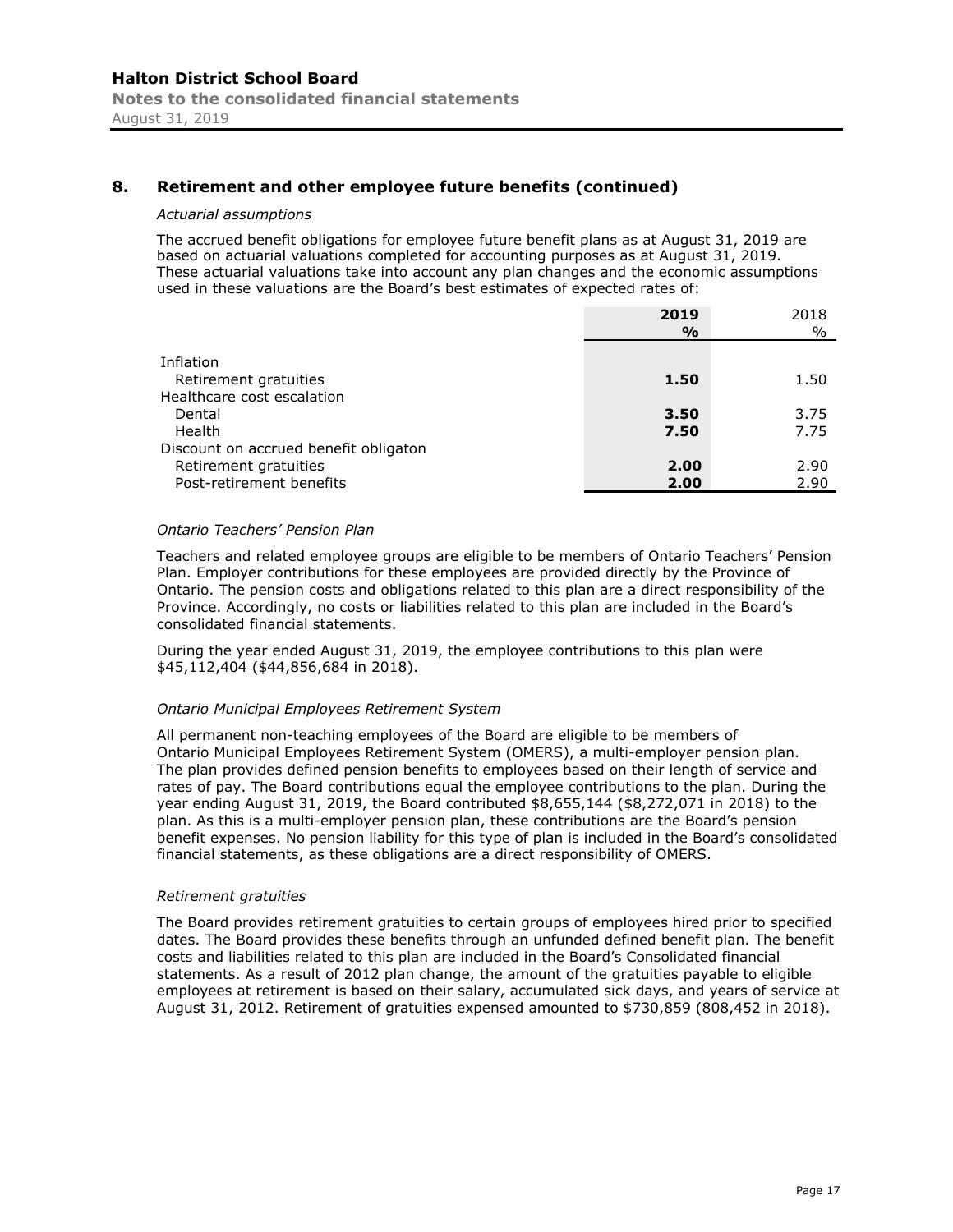## 8. Retirement and other employee future benefits (continued)

*Actuarial assumptions*

The accrued benefit obligations for employee future benefit plans as at August 31, 2019 are based on actuarial valuations completed for accounting purposes as at August 31, 2019. These actuarial valuations take into account any plan changes and the economic assumptions used in these valuations are the Board's best estimates of expected rates of:

| | **2019** | 2018 |
|---|---|---|
| | **%** | % |
| Inflation | | |
| Retirement gratuities | **1.50** | 1.50 |
| Healthcare cost escalation | | |
| Dental | **3.50** | 3.75 |
| Health | **7.50** | 7.75 |
| Discount on accrued benefit obligaton | | |
| Retirement gratuities | **2.00** | 2.90 |
| Post-retirement benefits | **2.00** | 2.90 |

*Ontario Teachers' Pension Plan*

Teachers and related employee groups are eligible to be members of Ontario Teachers' Pension Plan. Employer contributions for these employees are provided directly by the Province of Ontario. The pension costs and obligations related to this plan are a direct responsibility of the Province. Accordingly, no costs or liabilities related to this plan are included in the Board's consolidated financial statements.

During the year ended August 31, 2019, the employee contributions to this plan were $45,112,404 ($44,856,684 in 2018).

*Ontario Municipal Employees Retirement System*

All permanent non-teaching employees of the Board are eligible to be members of Ontario Municipal Employees Retirement System (OMERS), a multi-employer pension plan. The plan provides defined pension benefits to employees based on their length of service and rates of pay. The Board contributions equal the employee contributions to the plan. During the year ending August 31, 2019, the Board contributed $8,655,144 ($8,272,071 in 2018) to the plan. As this is a multi-employer pension plan, these contributions are the Board's pension benefit expenses. No pension liability for this type of plan is included in the Board's consolidated financial statements, as these obligations are a direct responsibility of OMERS.

*Retirement gratuities*

The Board provides retirement gratuities to certain groups of employees hired prior to specified dates. The Board provides these benefits through an unfunded defined benefit plan. The benefit costs and liabilities related to this plan are included in the Board's Consolidated financial statements. As a result of 2012 plan change, the amount of the gratuities payable to eligible employees at retirement is based on their salary, accumulated sick days, and years of service at August 31, 2012. Retirement of gratuities expensed amounted to $730,859 (808,452 in 2018).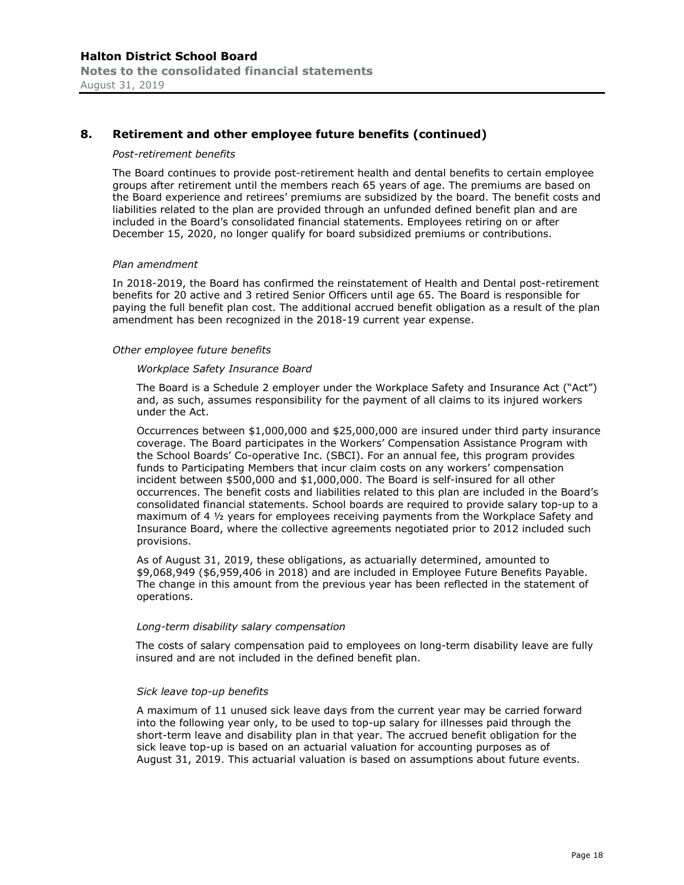## 8. Retirement and other employee future benefits (continued)

*Post-retirement benefits*

The Board continues to provide post-retirement health and dental benefits to certain employee groups after retirement until the members reach 65 years of age. The premiums are based on the Board experience and retirees' premiums are subsidized by the board. The benefit costs and liabilities related to the plan are provided through an unfunded defined benefit plan and are included in the Board's consolidated financial statements. Employees retiring on or after December 15, 2020, no longer qualify for board subsidized premiums or contributions.

*Plan amendment*

In 2018-2019, the Board has confirmed the reinstatement of Health and Dental post-retirement benefits for 20 active and 3 retired Senior Officers until age 65. The Board is responsible for paying the full benefit plan cost. The additional accrued benefit obligation as a result of the plan amendment has been recognized in the 2018-19 current year expense.

*Other employee future benefits*

*Workplace Safety Insurance Board*

The Board is a Schedule 2 employer under the Workplace Safety and Insurance Act ("Act") and, as such, assumes responsibility for the payment of all claims to its injured workers under the Act.

Occurrences between $1,000,000 and $25,000,000 are insured under third party insurance coverage. The Board participates in the Workers' Compensation Assistance Program with the School Boards' Co-operative Inc. (SBCI). For an annual fee, this program provides funds to Participating Members that incur claim costs on any workers' compensation incident between $500,000 and $1,000,000. The Board is self-insured for all other occurrences. The benefit costs and liabilities related to this plan are included in the Board's consolidated financial statements. School boards are required to provide salary top-up to a maximum of 4 ½ years for employees receiving payments from the Workplace Safety and Insurance Board, where the collective agreements negotiated prior to 2012 included such provisions.

As of August 31, 2019, these obligations, as actuarially determined, amounted to $9,068,949 ($6,959,406 in 2018) and are included in Employee Future Benefits Payable. The change in this amount from the previous year has been reflected in the statement of operations.

*Long-term disability salary compensation*

The costs of salary compensation paid to employees on long-term disability leave are fully insured and are not included in the defined benefit plan.

*Sick leave top-up benefits*

A maximum of 11 unused sick leave days from the current year may be carried forward into the following year only, to be used to top-up salary for illnesses paid through the short-term leave and disability plan in that year. The accrued benefit obligation for the sick leave top-up is based on an actuarial valuation for accounting purposes as of August 31, 2019. This actuarial valuation is based on assumptions about future events.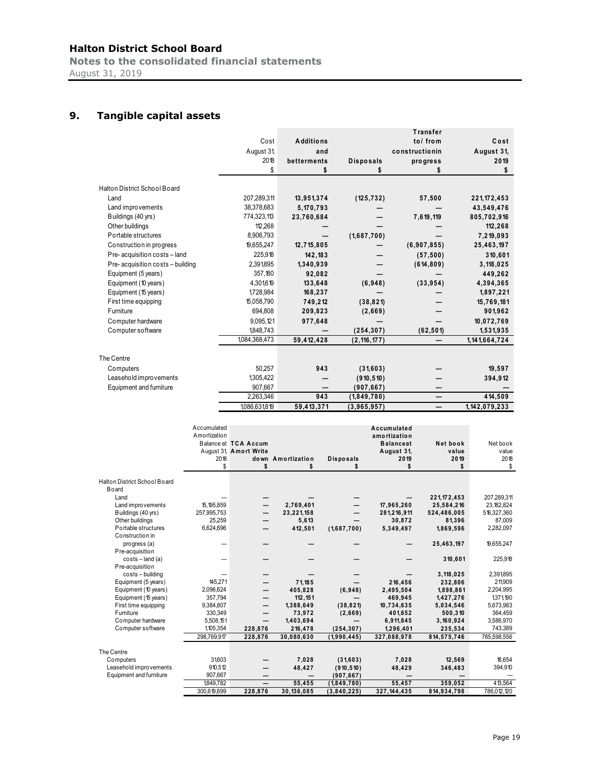## 9. Tangible capital assets

| | Cost August 31, 2018 $ | Additions and betterments $ | Disposals $ | Transfer to/ from construction in progress $ | Cost August 31, 2019 $ |
|---|---|---|---|---|---|
| Halton District School Board | | | | | |
| Land | 207,289,311 | 13,951,374 | (125,732) | 57,500 | 221,172,453 |
| Land improvements | 38,378,683 | 5,170,793 | — | — | 43,549,476 |
| Buildings (40 yrs) | 774,323,113 | 23,760,684 | — | 7,619,119 | 805,702,916 |
| Other buildings | 112,268 | — | — | — | 112,268 |
| Portable structures | 8,906,793 | — | (1,687,700) | — | 7,219,093 |
| Construction in progress | 19,655,247 | 12,715,805 | — | (6,907,855) | 25,463,197 |
| Pre-acquisition costs – land | 225,918 | 142,183 | — | (57,500) | 310,601 |
| Pre-acquisition costs – building | 2,391,895 | 1,340,939 | — | (614,809) | 3,118,025 |
| Equipment (5 years) | 357,180 | 92,082 | — | — | 449,262 |
| Equipment (10 years) | 4,301,619 | 133,648 | (6,948) | (33,954) | 4,394,365 |
| Equipment (15 years) | 1,728,984 | 168,237 | — | — | 1,897,221 |
| First time equipping | 15,058,790 | 749,212 | (38,821) | — | 15,769,181 |
| Furniture | 694,808 | 209,823 | (2,669) | — | 901,962 |
| Computer hardware | 9,095,121 | 977,648 | — | — | 10,072,769 |
| Computer software | 1,848,743 | — | (254,307) | (62,501) | 1,531,935 |
| | 1,084,368,473 | 59,412,428 | (2,116,177) | — | 1,141,664,724 |
| The Centre | | | | | |
| Computers | 50,257 | 943 | (31,603) | — | 19,597 |
| Leasehold improvements | 1,305,422 | — | (910,510) | — | 394,912 |
| Equipment and furniture | 907,667 | — | (907,667) | — | — |
| | 2,263,346 | 943 | (1,849,780) | — | 414,509 |
| | 1,086,631,819 | 59,413,371 | (3,965,957) | — | 1,142,079,233 |

| | Accumulated Amortization Balance at August 31, 2018 $ | TCA Accum Amort Write down $ | Amortization $ | Disposals $ | Accumulated amortization Balance at August 31, 2019 $ | Net book value 2019 $ | Net book value 2018 $ |
|---|---|---|---|---|---|---|---|
| Halton District School Board | | | | | | | |
| Land | — | — | — | — | — | 221,172,453 | 207,289,311 |
| Land improvements | 15,195,859 | — | 2,769,401 | — | 17,965,260 | 25,584,216 | 23,182,824 |
| Buildings (40 yrs) | 257,995,753 | — | 23,221,158 | — | 281,216,911 | 524,486,005 | 516,327,360 |
| Other buildings | 25,259 | — | 5,613 | — | 30,872 | 81,396 | 87,009 |
| Portable structures | 6,624,696 | — | 412,501 | (1,687,700) | 5,349,497 | 1,869,596 | 2,282,097 |
| Construction in progress (a) | — | — | — | — | — | 25,463,197 | 19,655,247 |
| Pre-acquisition costs – land (a) | — | — | — | — | — | 310,601 | 225,918 |
| Pre-acquisition costs – building | — | — | — | — | — | 3,118,025 | 2,391,895 |
| Equipment (5 years) | 145,271 | — | 71,185 | — | 216,456 | 232,806 | 211,909 |
| Equipment (10 years) | 2,096,624 | — | 405,828 | (6,948) | 2,495,504 | 1,898,861 | 2,204,995 |
| Equipment (15 years) | 357,794 | — | 112,151 | — | 469,945 | 1,427,276 | 1,371,190 |
| First time equipping | 9,384,807 | — | 1,388,649 | (38,821) | 10,734,635 | 5,034,546 | 5,673,983 |
| Furniture | 330,349 | — | 73,972 | (2,669) | 401,652 | 500,310 | 364,459 |
| Computer hardware | 5,508,151 | — | 1,403,694 | — | 6,911,845 | 3,160,924 | 3,586,970 |
| Computer software | 1,105,354 | 228,876 | 216,478 | (254,307) | 1,296,401 | 235,534 | 743,389 |
| | 298,769,917 | 228,876 | 30,080,630 | (1,990,445) | 327,088,978 | 814,575,746 | 785,598,556 |
| The Centre | | | | | | | |
| Computers | 31,603 | — | 7,028 | (31,603) | 7,028 | 12,569 | 18,654 |
| Leasehold improvements | 910,512 | — | 48,427 | (910,510) | 48,429 | 346,483 | 394,910 |
| Equipment and furniture | 907,667 | — | — | (907,667) | — | — | — |
| | 1,849,782 | — | 55,455 | (1,849,780) | 55,457 | 359,052 | 413,564 |
| | 300,619,699 | 228,876 | 30,136,085 | (3,840,225) | 327,144,435 | 814,934,798 | 786,012,120 |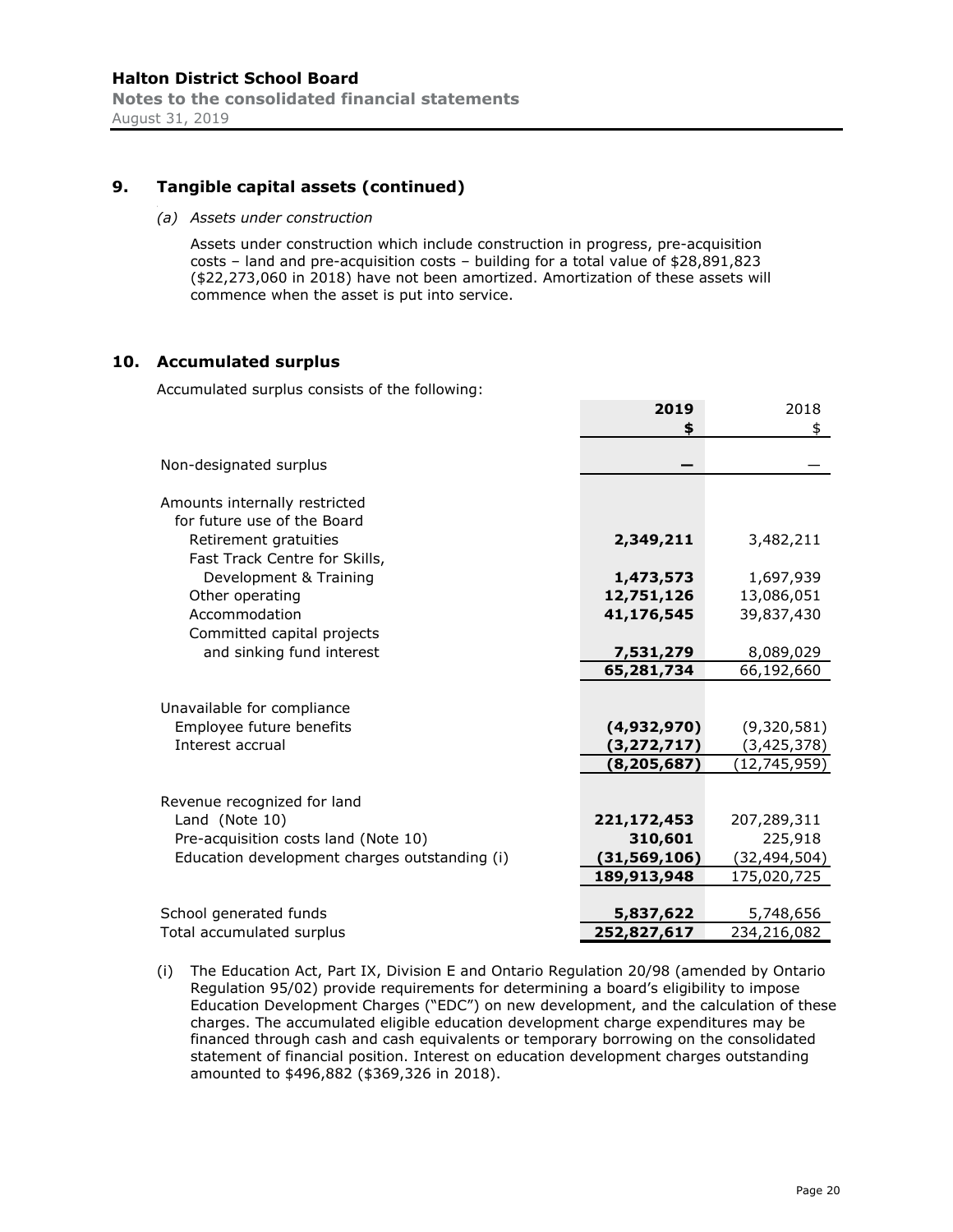## 9. Tangible capital assets (continued)

*(a) Assets under construction*

Assets under construction which include construction in progress, pre-acquisition costs – land and pre-acquisition costs – building for a total value of $28,891,823 ($22,273,060 in 2018) have not been amortized. Amortization of these assets will commence when the asset is put into service.

## 10. Accumulated surplus

Accumulated surplus consists of the following:

| | **2019** | 2018 |
|---|---|---|
| | **$** | $ |
| Non-designated surplus | **—** | — |
| Amounts internally restricted for future use of the Board | | |
| Retirement gratuities | **2,349,211** | 3,482,211 |
| Fast Track Centre for Skills, Development & Training | **1,473,573** | 1,697,939 |
| Other operating | **12,751,126** | 13,086,051 |
| Accommodation | **41,176,545** | 39,837,430 |
| Committed capital projects and sinking fund interest | **7,531,279** | 8,089,029 |
| | **65,281,734** | 66,192,660 |
| Unavailable for compliance | | |
| Employee future benefits | **(4,932,970)** | (9,320,581) |
| Interest accrual | **(3,272,717)** | (3,425,378) |
| | **(8,205,687)** | (12,745,959) |
| Revenue recognized for land | | |
| Land (Note 10) | **221,172,453** | 207,289,311 |
| Pre-acquisition costs land (Note 10) | **310,601** | 225,918 |
| Education development charges outstanding (i) | **(31,569,106)** | (32,494,504) |
| | **189,913,948** | 175,020,725 |
| School generated funds | **5,837,622** | 5,748,656 |
| Total accumulated surplus | **252,827,617** | 234,216,082 |

(i) The Education Act, Part IX, Division E and Ontario Regulation 20/98 (amended by Ontario Regulation 95/02) provide requirements for determining a board's eligibility to impose Education Development Charges ("EDC") on new development, and the calculation of these charges. The accumulated eligible education development charge expenditures may be financed through cash and cash equivalents or temporary borrowing on the consolidated statement of financial position. Interest on education development charges outstanding amounted to $496,882 ($369,326 in 2018).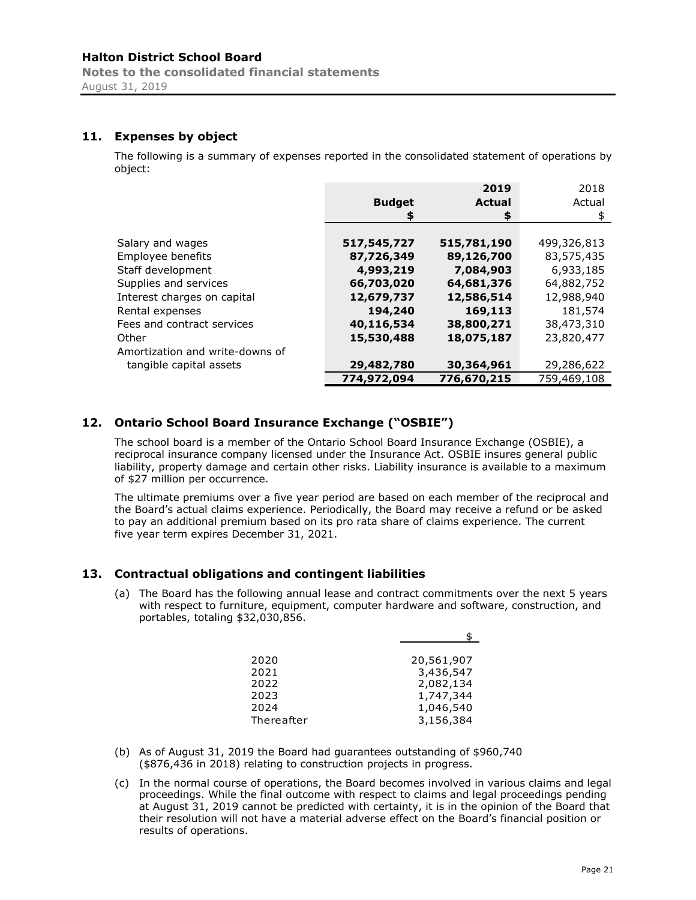## 11. Expenses by object

The following is a summary of expenses reported in the consolidated statement of operations by object:

| | Budget<br>$ | 2019<br>Actual<br>$ | 2018<br>Actual<br>$ |
|---|---|---|---|
| Salary and wages | **517,545,727** | **515,781,190** | 499,326,813 |
| Employee benefits | **87,726,349** | **89,126,700** | 83,575,435 |
| Staff development | **4,993,219** | **7,084,903** | 6,933,185 |
| Supplies and services | **66,703,020** | **64,681,376** | 64,882,752 |
| Interest charges on capital | **12,679,737** | **12,586,514** | 12,988,940 |
| Rental expenses | **194,240** | **169,113** | 181,574 |
| Fees and contract services | **40,116,534** | **38,800,271** | 38,473,310 |
| Other | **15,530,488** | **18,075,187** | 23,820,477 |
| Amortization and write-downs of tangible capital assets | **29,482,780** | **30,364,961** | 29,286,622 |
| | **774,972,094** | **776,670,215** | 759,469,108 |

## 12. Ontario School Board Insurance Exchange ("OSBIE")

The school board is a member of the Ontario School Board Insurance Exchange (OSBIE), a reciprocal insurance company licensed under the Insurance Act. OSBIE insures general public liability, property damage and certain other risks. Liability insurance is available to a maximum of $27 million per occurrence.

The ultimate premiums over a five year period are based on each member of the reciprocal and the Board's actual claims experience. Periodically, the Board may receive a refund or be asked to pay an additional premium based on its pro rata share of claims experience. The current five year term expires December 31, 2021.

## 13. Contractual obligations and contingent liabilities

(a) The Board has the following annual lease and contract commitments over the next 5 years with respect to furniture, equipment, computer hardware and software, construction, and portables, totaling $32,030,856.

| | $ |
|---|---|
| 2020 | 20,561,907 |
| 2021 | 3,436,547 |
| 2022 | 2,082,134 |
| 2023 | 1,747,344 |
| 2024 | 1,046,540 |
| Thereafter | 3,156,384 |

(b) As of August 31, 2019 the Board had guarantees outstanding of $960,740 ($876,436 in 2018) relating to construction projects in progress.

(c) In the normal course of operations, the Board becomes involved in various claims and legal proceedings. While the final outcome with respect to claims and legal proceedings pending at August 31, 2019 cannot be predicted with certainty, it is in the opinion of the Board that their resolution will not have a material adverse effect on the Board's financial position or results of operations.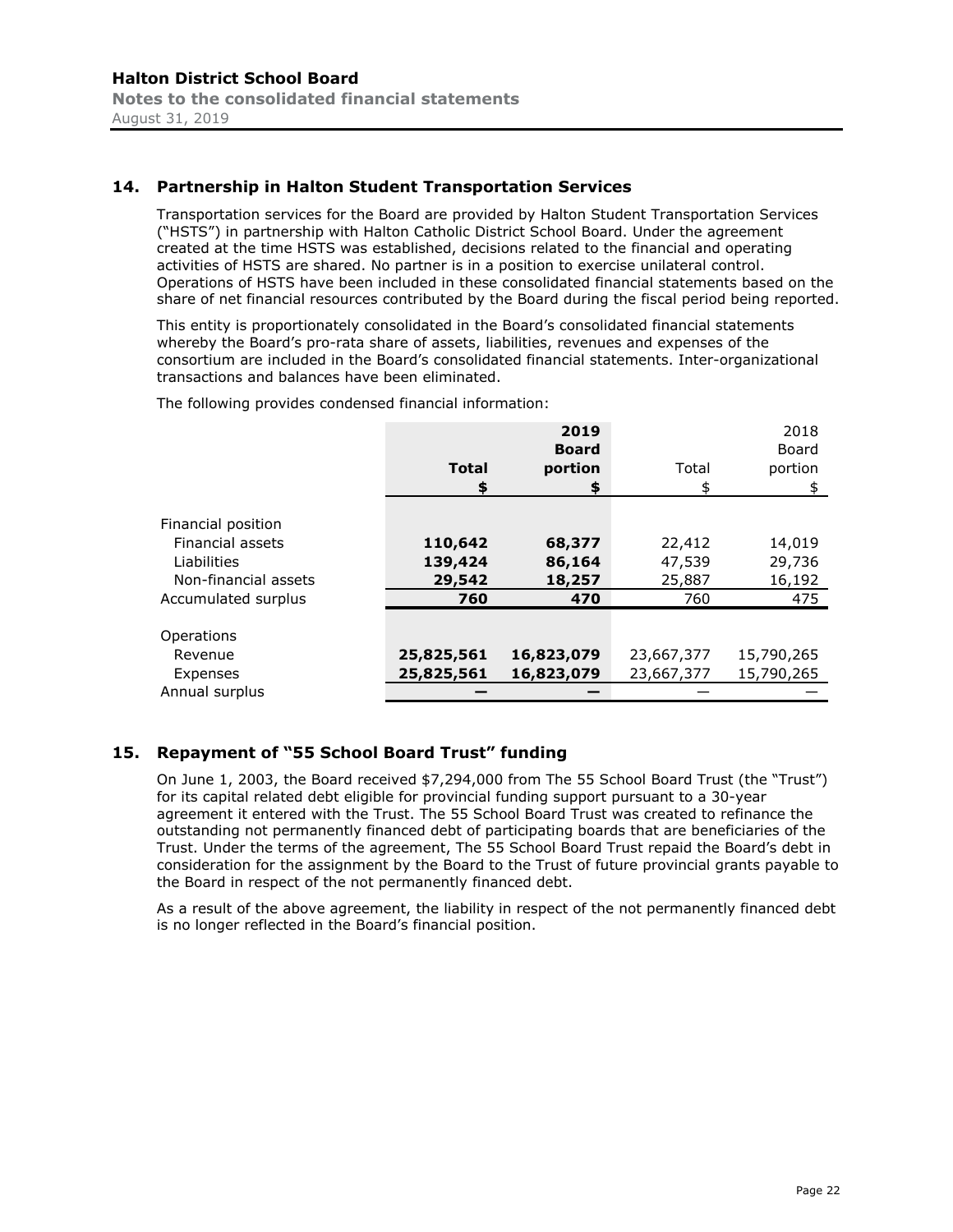## 14. Partnership in Halton Student Transportation Services

Transportation services for the Board are provided by Halton Student Transportation Services ("HSTS") in partnership with Halton Catholic District School Board. Under the agreement created at the time HSTS was established, decisions related to the financial and operating activities of HSTS are shared. No partner is in a position to exercise unilateral control. Operations of HSTS have been included in these consolidated financial statements based on the share of net financial resources contributed by the Board during the fiscal period being reported.

This entity is proportionately consolidated in the Board's consolidated financial statements whereby the Board's pro-rata share of assets, liabilities, revenues and expenses of the consortium are included in the Board's consolidated financial statements. Inter-organizational transactions and balances have been eliminated.

The following provides condensed financial information:

| | | 2019 | | 2018 |
|---|---|---|---|---|
| | **Total** | **Board portion** | Total | Board portion |
| | **$** | **$** | $ | $ |
| Financial position | | | | |
| Financial assets | **110,642** | **68,377** | 22,412 | 14,019 |
| Liabilities | **139,424** | **86,164** | 47,539 | 29,736 |
| Non-financial assets | **29,542** | **18,257** | 25,887 | 16,192 |
| Accumulated surplus | **760** | **470** | 760 | 475 |
| Operations | | | | |
| Revenue | **25,825,561** | **16,823,079** | 23,667,377 | 15,790,265 |
| Expenses | **25,825,561** | **16,823,079** | 23,667,377 | 15,790,265 |
| Annual surplus | **—** | **—** | — | — |

## 15. Repayment of "55 School Board Trust" funding

On June 1, 2003, the Board received $7,294,000 from The 55 School Board Trust (the "Trust") for its capital related debt eligible for provincial funding support pursuant to a 30-year agreement it entered with the Trust. The 55 School Board Trust was created to refinance the outstanding not permanently financed debt of participating boards that are beneficiaries of the Trust. Under the terms of the agreement, The 55 School Board Trust repaid the Board's debt in consideration for the assignment by the Board to the Trust of future provincial grants payable to the Board in respect of the not permanently financed debt.

As a result of the above agreement, the liability in respect of the not permanently financed debt is no longer reflected in the Board's financial position.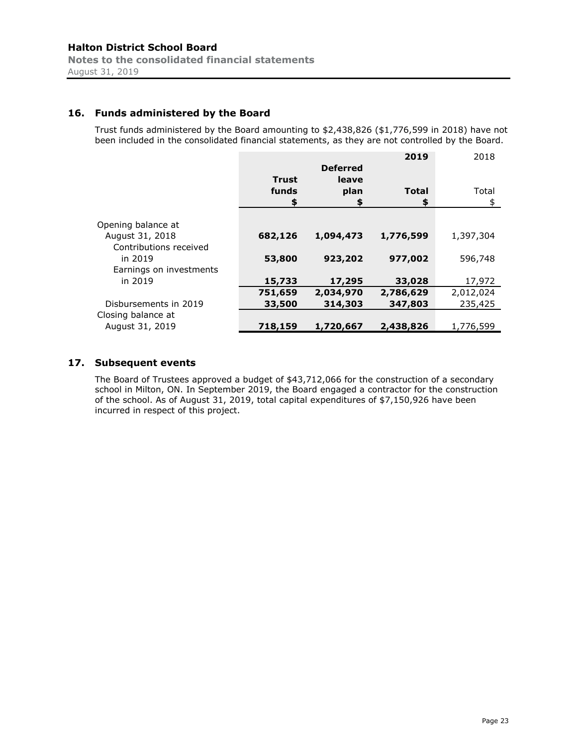## 16. Funds administered by the Board

Trust funds administered by the Board amounting to $2,438,826 ($1,776,599 in 2018) have not been included in the consolidated financial statements, as they are not controlled by the Board.

| | | | 2019 | 2018 |
|---|---|---|---|---|
| | Trust funds $ | Deferred leave plan $ | Total $ | Total $ |
| Opening balance at August 31, 2018 | 682,126 | 1,094,473 | 1,776,599 | 1,397,304 |
| Contributions received in 2019 | 53,800 | 923,202 | 977,002 | 596,748 |
| Earnings on investments in 2019 | 15,733 | 17,295 | 33,028 | 17,972 |
| | 751,659 | 2,034,970 | 2,786,629 | 2,012,024 |
| Disbursements in 2019 | 33,500 | 314,303 | 347,803 | 235,425 |
| Closing balance at August 31, 2019 | 718,159 | 1,720,667 | 2,438,826 | 1,776,599 |

## 17. Subsequent events

The Board of Trustees approved a budget of $43,712,066 for the construction of a secondary school in Milton, ON. In September 2019, the Board engaged a contractor for the construction of the school. As of August 31, 2019, total capital expenditures of $7,150,926 have been incurred in respect of this project.